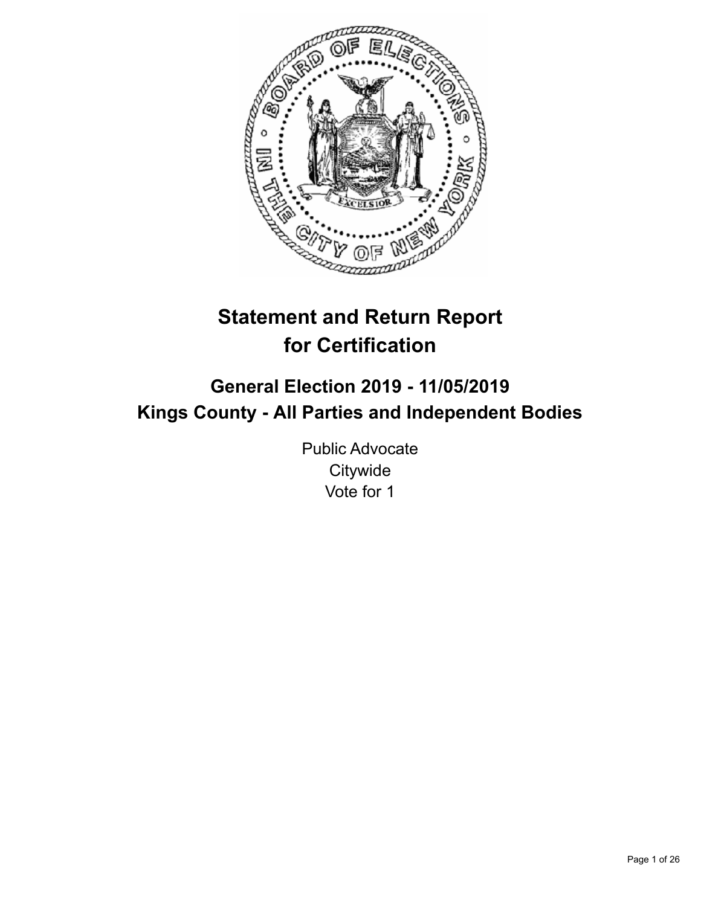# Statement and Return Report for Certification

## General Election 2019 - 11/05/2019
## Kings County - All Parties and Independent Bodies

Public Advocate
Citywide
Vote for 1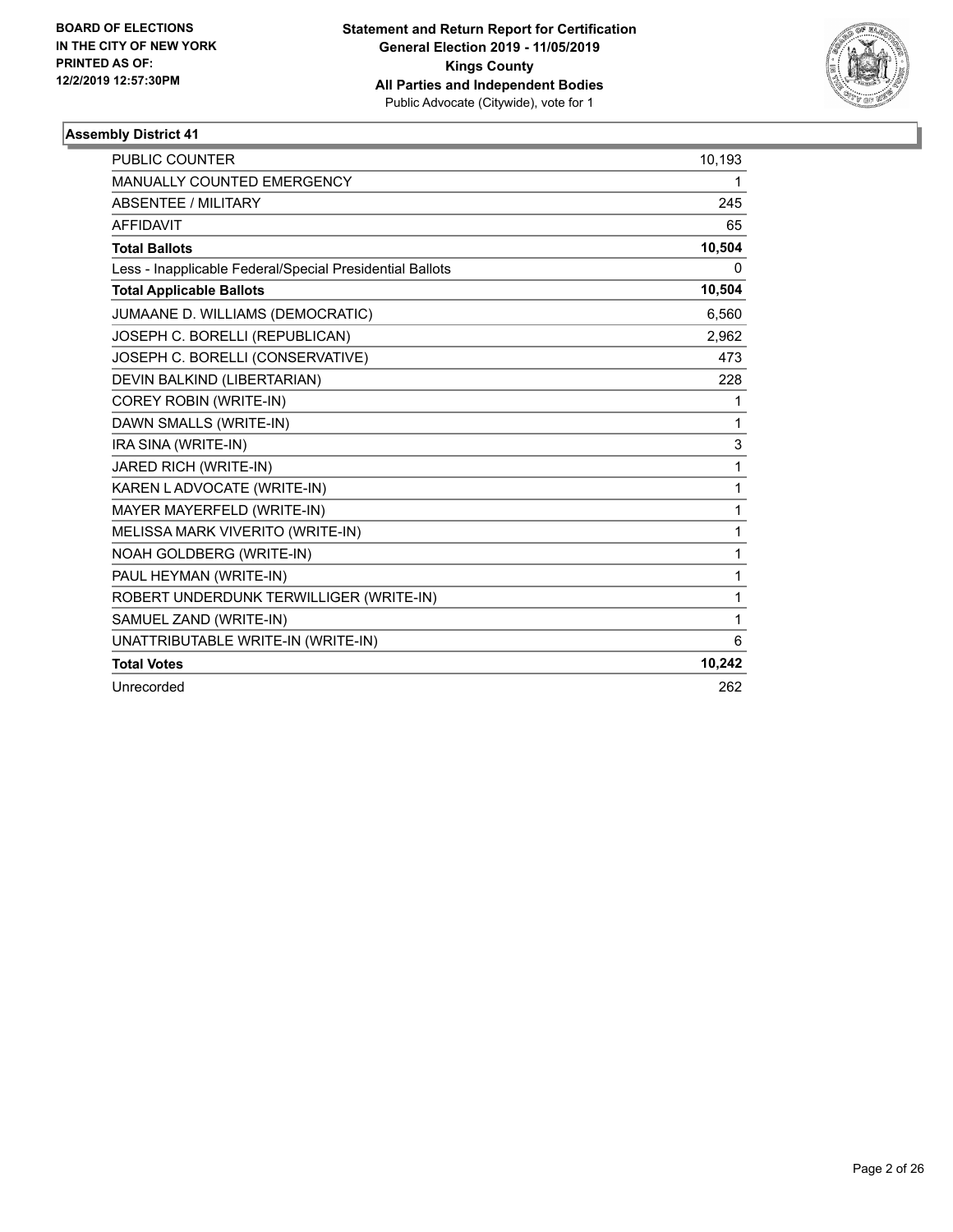**BOARD OF ELECTIONS IN THE CITY OF NEW YORK PRINTED AS OF: 12/2/2019 12:57:30PM**

**Statement and Return Report for Certification General Election 2019 - 11/05/2019 Kings County All Parties and Independent Bodies**
Public Advocate (Citywide), vote for 1

### Assembly District 41

| | |
|---|---|
| PUBLIC COUNTER | 10,193 |
| MANUALLY COUNTED EMERGENCY | 1 |
| ABSENTEE / MILITARY | 245 |
| AFFIDAVIT | 65 |
| **Total Ballots** | **10,504** |
| Less - Inapplicable Federal/Special Presidential Ballots | 0 |
| **Total Applicable Ballots** | **10,504** |
| JUMAANE D. WILLIAMS (DEMOCRATIC) | 6,560 |
| JOSEPH C. BORELLI (REPUBLICAN) | 2,962 |
| JOSEPH C. BORELLI (CONSERVATIVE) | 473 |
| DEVIN BALKIND (LIBERTARIAN) | 228 |
| COREY ROBIN (WRITE-IN) | 1 |
| DAWN SMALLS (WRITE-IN) | 1 |
| IRA SINA (WRITE-IN) | 3 |
| JARED RICH (WRITE-IN) | 1 |
| KAREN L ADVOCATE (WRITE-IN) | 1 |
| MAYER MAYERFELD (WRITE-IN) | 1 |
| MELISSA MARK VIVERITO (WRITE-IN) | 1 |
| NOAH GOLDBERG (WRITE-IN) | 1 |
| PAUL HEYMAN (WRITE-IN) | 1 |
| ROBERT UNDERDUNK TERWILLIGER (WRITE-IN) | 1 |
| SAMUEL ZAND (WRITE-IN) | 1 |
| UNATTRIBUTABLE WRITE-IN (WRITE-IN) | 6 |
| **Total Votes** | **10,242** |
| Unrecorded | 262 |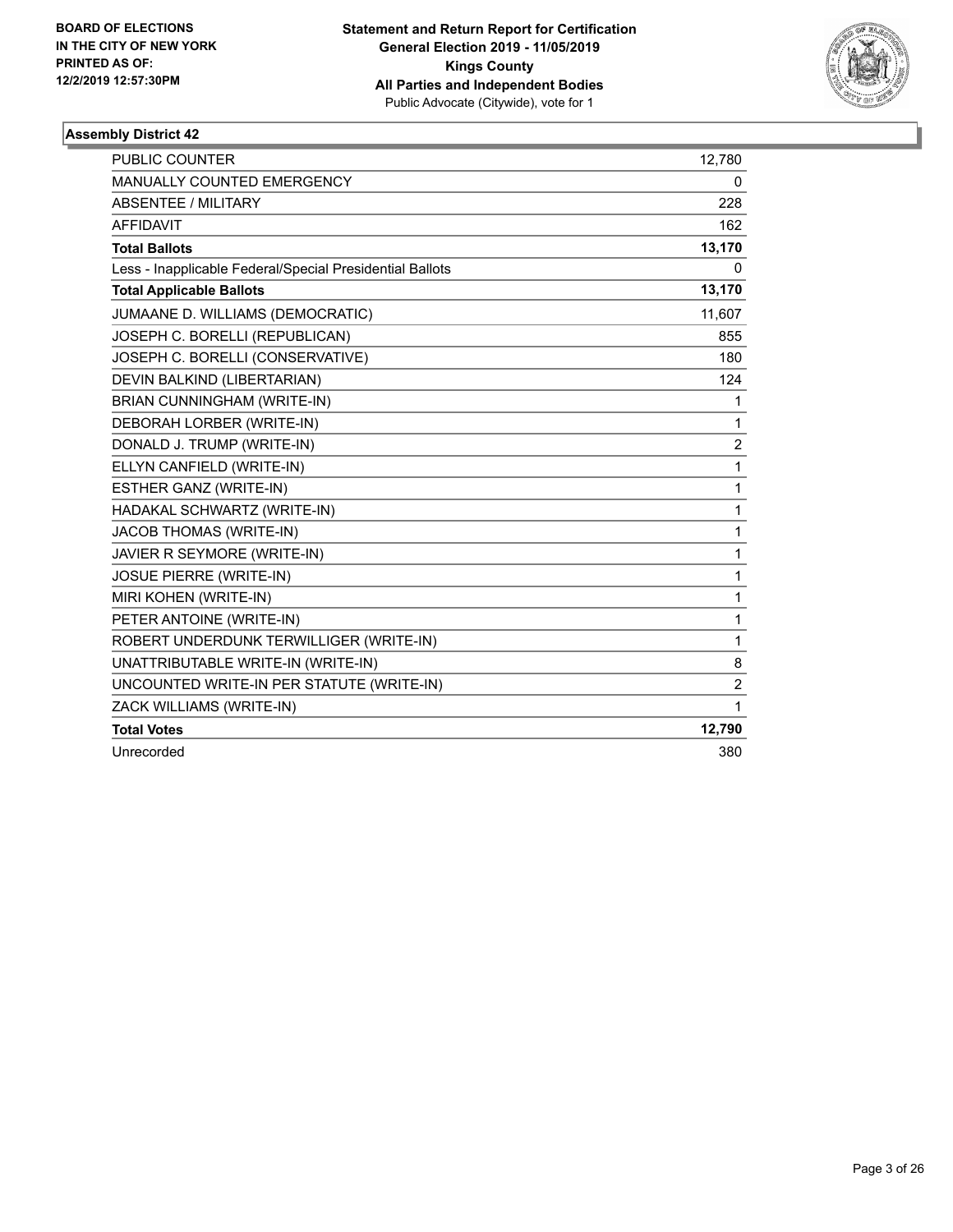BOARD OF ELECTIONS
IN THE CITY OF NEW YORK
PRINTED AS OF:
12/2/2019 12:57:30PM

**Statement and Return Report for Certification**
**General Election 2019 - 11/05/2019**
**Kings County**
**All Parties and Independent Bodies**
Public Advocate (Citywide), vote for 1

### Assembly District 42

| | |
|---|---|
| PUBLIC COUNTER | 12,780 |
| MANUALLY COUNTED EMERGENCY | 0 |
| ABSENTEE / MILITARY | 228 |
| AFFIDAVIT | 162 |
| **Total Ballots** | **13,170** |
| Less - Inapplicable Federal/Special Presidential Ballots | 0 |
| **Total Applicable Ballots** | **13,170** |
| JUMAANE D. WILLIAMS (DEMOCRATIC) | 11,607 |
| JOSEPH C. BORELLI (REPUBLICAN) | 855 |
| JOSEPH C. BORELLI (CONSERVATIVE) | 180 |
| DEVIN BALKIND (LIBERTARIAN) | 124 |
| BRIAN CUNNINGHAM (WRITE-IN) | 1 |
| DEBORAH LORBER (WRITE-IN) | 1 |
| DONALD J. TRUMP (WRITE-IN) | 2 |
| ELLYN CANFIELD (WRITE-IN) | 1 |
| ESTHER GANZ (WRITE-IN) | 1 |
| HADAKAL SCHWARTZ (WRITE-IN) | 1 |
| JACOB THOMAS (WRITE-IN) | 1 |
| JAVIER R SEYMORE (WRITE-IN) | 1 |
| JOSUE PIERRE (WRITE-IN) | 1 |
| MIRI KOHEN (WRITE-IN) | 1 |
| PETER ANTOINE (WRITE-IN) | 1 |
| ROBERT UNDERDUNK TERWILLIGER (WRITE-IN) | 1 |
| UNATTRIBUTABLE WRITE-IN (WRITE-IN) | 8 |
| UNCOUNTED WRITE-IN PER STATUTE (WRITE-IN) | 2 |
| ZACK WILLIAMS (WRITE-IN) | 1 |
| **Total Votes** | **12,790** |
| Unrecorded | 380 |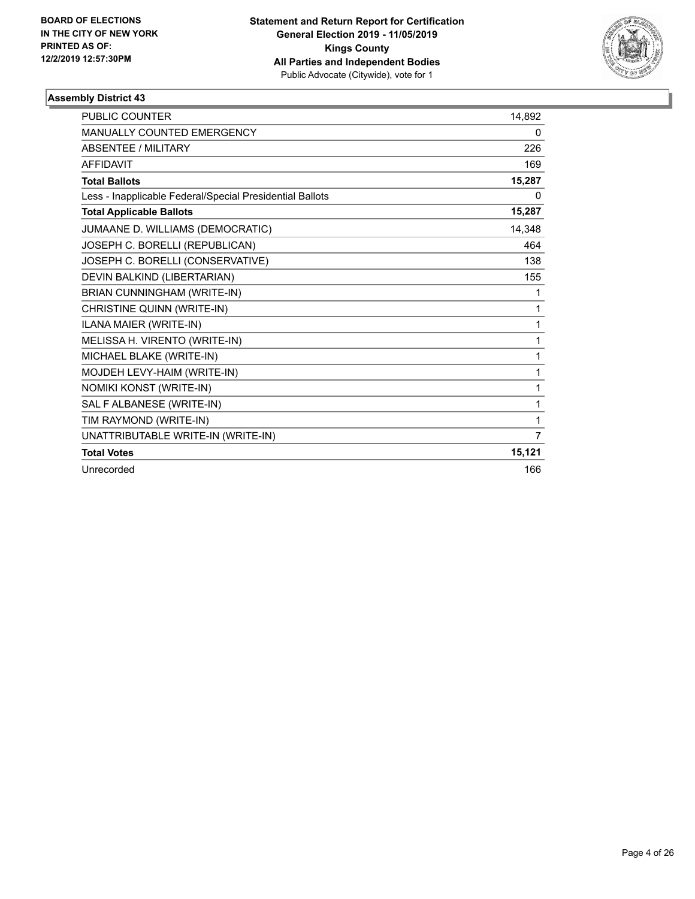BOARD OF ELECTIONS
IN THE CITY OF NEW YORK
PRINTED AS OF:
12/2/2019 12:57:30PM

**Statement and Return Report for Certification**
**General Election 2019 - 11/05/2019**
**Kings County**
**All Parties and Independent Bodies**
Public Advocate (Citywide), vote for 1

### Assembly District 43

| | |
|---|---|
| PUBLIC COUNTER | 14,892 |
| MANUALLY COUNTED EMERGENCY | 0 |
| ABSENTEE / MILITARY | 226 |
| AFFIDAVIT | 169 |
| **Total Ballots** | **15,287** |
| Less - Inapplicable Federal/Special Presidential Ballots | 0 |
| **Total Applicable Ballots** | **15,287** |
| JUMAANE D. WILLIAMS (DEMOCRATIC) | 14,348 |
| JOSEPH C. BORELLI (REPUBLICAN) | 464 |
| JOSEPH C. BORELLI (CONSERVATIVE) | 138 |
| DEVIN BALKIND (LIBERTARIAN) | 155 |
| BRIAN CUNNINGHAM (WRITE-IN) | 1 |
| CHRISTINE QUINN (WRITE-IN) | 1 |
| ILANA MAIER (WRITE-IN) | 1 |
| MELISSA H. VIRENTO (WRITE-IN) | 1 |
| MICHAEL BLAKE (WRITE-IN) | 1 |
| MOJDEH LEVY-HAIM (WRITE-IN) | 1 |
| NOMIKI KONST (WRITE-IN) | 1 |
| SAL F ALBANESE (WRITE-IN) | 1 |
| TIM RAYMOND (WRITE-IN) | 1 |
| UNATTRIBUTABLE WRITE-IN (WRITE-IN) | 7 |
| **Total Votes** | **15,121** |
| Unrecorded | 166 |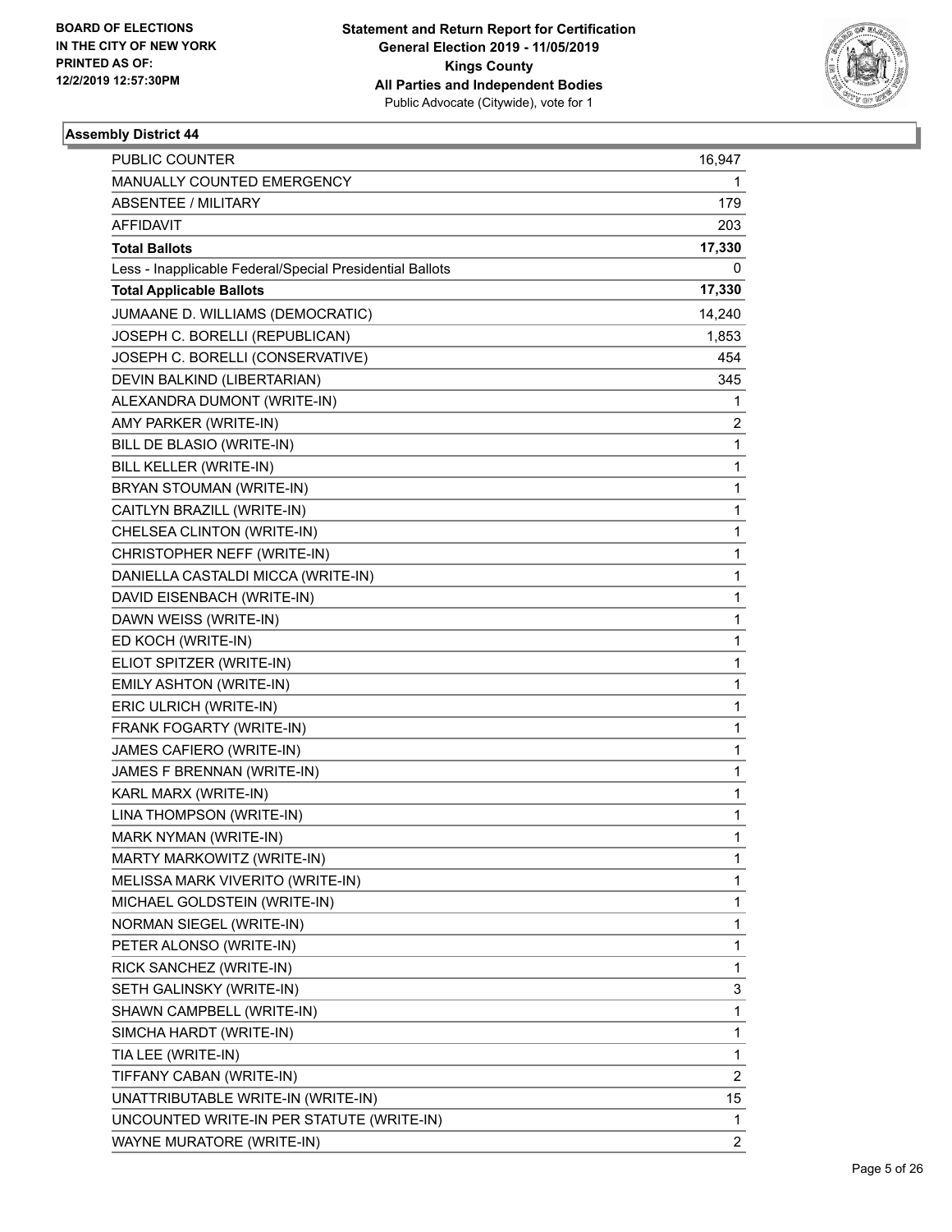BOARD OF ELECTIONS
IN THE CITY OF NEW YORK
PRINTED AS OF:
12/2/2019 12:57:30PM

**Statement and Return Report for Certification**
**General Election 2019 - 11/05/2019**
**Kings County**
**All Parties and Independent Bodies**
Public Advocate (Citywide), vote for 1

### Assembly District 44

| | |
|---|---|
| PUBLIC COUNTER | 16,947 |
| MANUALLY COUNTED EMERGENCY | 1 |
| ABSENTEE / MILITARY | 179 |
| AFFIDAVIT | 203 |
| **Total Ballots** | **17,330** |
| Less - Inapplicable Federal/Special Presidential Ballots | 0 |
| **Total Applicable Ballots** | **17,330** |
| JUMAANE D. WILLIAMS (DEMOCRATIC) | 14,240 |
| JOSEPH C. BORELLI (REPUBLICAN) | 1,853 |
| JOSEPH C. BORELLI (CONSERVATIVE) | 454 |
| DEVIN BALKIND (LIBERTARIAN) | 345 |
| ALEXANDRA DUMONT (WRITE-IN) | 1 |
| AMY PARKER (WRITE-IN) | 2 |
| BILL DE BLASIO (WRITE-IN) | 1 |
| BILL KELLER (WRITE-IN) | 1 |
| BRYAN STOUMAN (WRITE-IN) | 1 |
| CAITLYN BRAZILL (WRITE-IN) | 1 |
| CHELSEA CLINTON (WRITE-IN) | 1 |
| CHRISTOPHER NEFF (WRITE-IN) | 1 |
| DANIELLA CASTALDI MICCA (WRITE-IN) | 1 |
| DAVID EISENBACH (WRITE-IN) | 1 |
| DAWN WEISS (WRITE-IN) | 1 |
| ED KOCH (WRITE-IN) | 1 |
| ELIOT SPITZER (WRITE-IN) | 1 |
| EMILY ASHTON (WRITE-IN) | 1 |
| ERIC ULRICH (WRITE-IN) | 1 |
| FRANK FOGARTY (WRITE-IN) | 1 |
| JAMES CAFIERO (WRITE-IN) | 1 |
| JAMES F BRENNAN (WRITE-IN) | 1 |
| KARL MARX (WRITE-IN) | 1 |
| LINA THOMPSON (WRITE-IN) | 1 |
| MARK NYMAN (WRITE-IN) | 1 |
| MARTY MARKOWITZ (WRITE-IN) | 1 |
| MELISSA MARK VIVERITO (WRITE-IN) | 1 |
| MICHAEL GOLDSTEIN (WRITE-IN) | 1 |
| NORMAN SIEGEL (WRITE-IN) | 1 |
| PETER ALONSO (WRITE-IN) | 1 |
| RICK SANCHEZ (WRITE-IN) | 1 |
| SETH GALINSKY (WRITE-IN) | 3 |
| SHAWN CAMPBELL (WRITE-IN) | 1 |
| SIMCHA HARDT (WRITE-IN) | 1 |
| TIA LEE (WRITE-IN) | 1 |
| TIFFANY CABAN (WRITE-IN) | 2 |
| UNATTRIBUTABLE WRITE-IN (WRITE-IN) | 15 |
| UNCOUNTED WRITE-IN PER STATUTE (WRITE-IN) | 1 |
| WAYNE MURATORE (WRITE-IN) | 2 |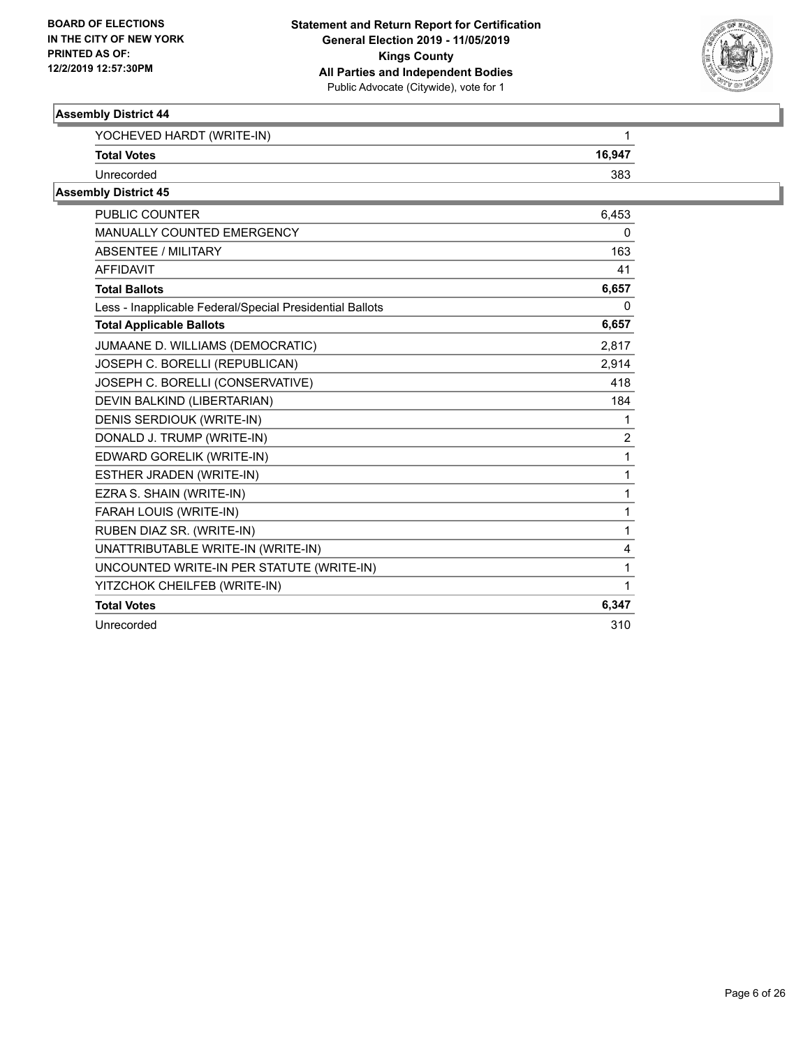### Assembly District 44

| | |
|---|---|
| YOCHEVED HARDT (WRITE-IN) | 1 |
| **Total Votes** | **16,947** |
| Unrecorded | 383 |

### Assembly District 45

| | |
|---|---|
| PUBLIC COUNTER | 6,453 |
| MANUALLY COUNTED EMERGENCY | 0 |
| ABSENTEE / MILITARY | 163 |
| AFFIDAVIT | 41 |
| **Total Ballots** | **6,657** |
| Less - Inapplicable Federal/Special Presidential Ballots | 0 |
| **Total Applicable Ballots** | **6,657** |
| JUMAANE D. WILLIAMS (DEMOCRATIC) | 2,817 |
| JOSEPH C. BORELLI (REPUBLICAN) | 2,914 |
| JOSEPH C. BORELLI (CONSERVATIVE) | 418 |
| DEVIN BALKIND (LIBERTARIAN) | 184 |
| DENIS SERDIOUK (WRITE-IN) | 1 |
| DONALD J. TRUMP (WRITE-IN) | 2 |
| EDWARD GORELIK (WRITE-IN) | 1 |
| ESTHER JRADEN (WRITE-IN) | 1 |
| EZRA S. SHAIN (WRITE-IN) | 1 |
| FARAH LOUIS (WRITE-IN) | 1 |
| RUBEN DIAZ SR. (WRITE-IN) | 1 |
| UNATTRIBUTABLE WRITE-IN (WRITE-IN) | 4 |
| UNCOUNTED WRITE-IN PER STATUTE (WRITE-IN) | 1 |
| YITZCHOK CHEILFEB (WRITE-IN) | 1 |
| **Total Votes** | **6,347** |
| Unrecorded | 310 |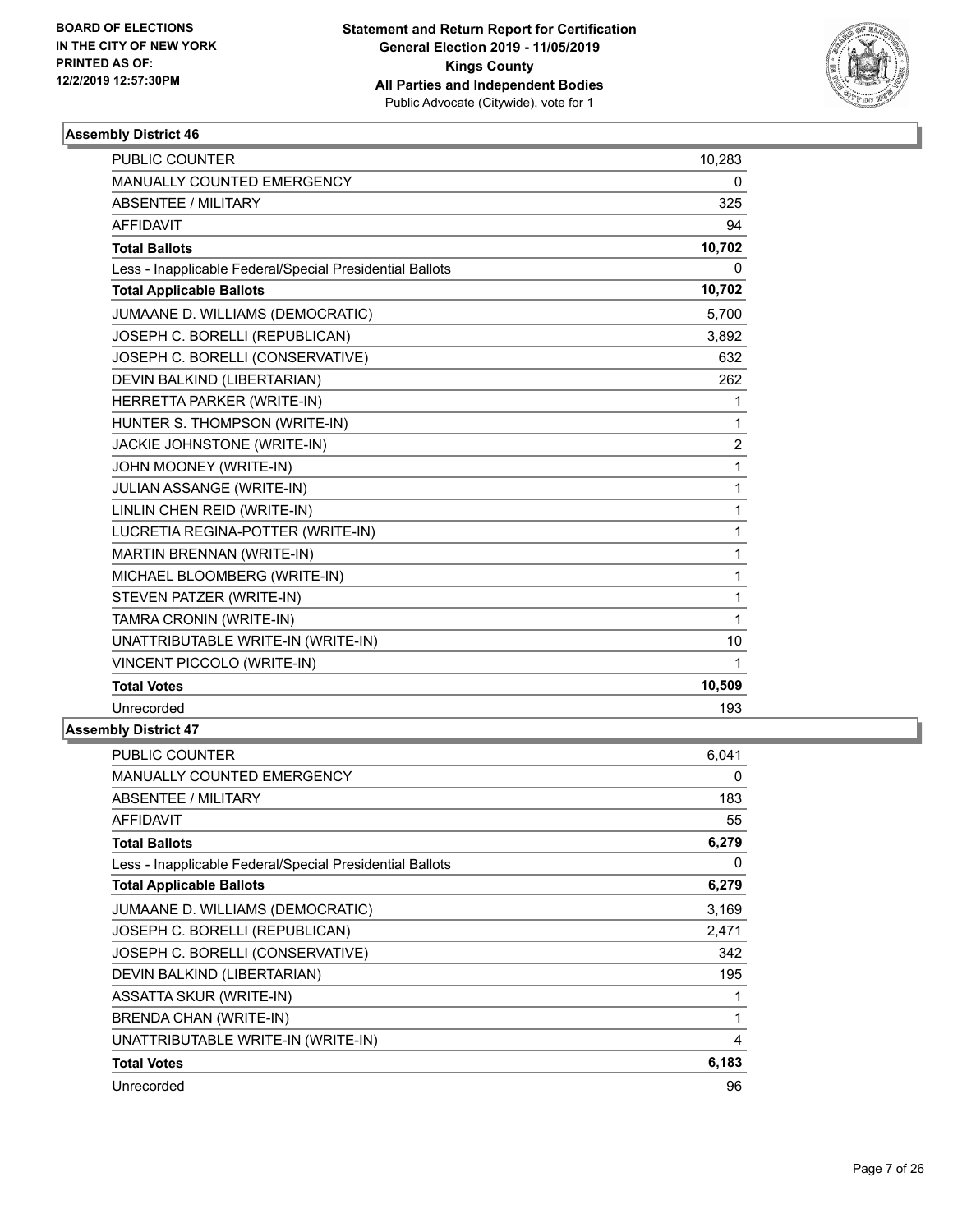BOARD OF ELECTIONS
IN THE CITY OF NEW YORK
PRINTED AS OF:
12/2/2019 12:57:30PM

**Statement and Return Report for Certification**
**General Election 2019 - 11/05/2019**
**Kings County**
**All Parties and Independent Bodies**
Public Advocate (Citywide), vote for 1

### Assembly District 46

| | |
|---|---|
| PUBLIC COUNTER | 10,283 |
| MANUALLY COUNTED EMERGENCY | 0 |
| ABSENTEE / MILITARY | 325 |
| AFFIDAVIT | 94 |
| **Total Ballots** | **10,702** |
| Less - Inapplicable Federal/Special Presidential Ballots | 0 |
| **Total Applicable Ballots** | **10,702** |
| JUMAANE D. WILLIAMS (DEMOCRATIC) | 5,700 |
| JOSEPH C. BORELLI (REPUBLICAN) | 3,892 |
| JOSEPH C. BORELLI (CONSERVATIVE) | 632 |
| DEVIN BALKIND (LIBERTARIAN) | 262 |
| HERRETTA PARKER (WRITE-IN) | 1 |
| HUNTER S. THOMPSON (WRITE-IN) | 1 |
| JACKIE JOHNSTONE (WRITE-IN) | 2 |
| JOHN MOONEY (WRITE-IN) | 1 |
| JULIAN ASSANGE (WRITE-IN) | 1 |
| LINLIN CHEN REID (WRITE-IN) | 1 |
| LUCRETIA REGINA-POTTER (WRITE-IN) | 1 |
| MARTIN BRENNAN (WRITE-IN) | 1 |
| MICHAEL BLOOMBERG (WRITE-IN) | 1 |
| STEVEN PATZER (WRITE-IN) | 1 |
| TAMRA CRONIN (WRITE-IN) | 1 |
| UNATTRIBUTABLE WRITE-IN (WRITE-IN) | 10 |
| VINCENT PICCOLO (WRITE-IN) | 1 |
| **Total Votes** | **10,509** |
| Unrecorded | 193 |

### Assembly District 47

| | |
|---|---|
| PUBLIC COUNTER | 6,041 |
| MANUALLY COUNTED EMERGENCY | 0 |
| ABSENTEE / MILITARY | 183 |
| AFFIDAVIT | 55 |
| **Total Ballots** | **6,279** |
| Less - Inapplicable Federal/Special Presidential Ballots | 0 |
| **Total Applicable Ballots** | **6,279** |
| JUMAANE D. WILLIAMS (DEMOCRATIC) | 3,169 |
| JOSEPH C. BORELLI (REPUBLICAN) | 2,471 |
| JOSEPH C. BORELLI (CONSERVATIVE) | 342 |
| DEVIN BALKIND (LIBERTARIAN) | 195 |
| ASSATTA SKUR (WRITE-IN) | 1 |
| BRENDA CHAN (WRITE-IN) | 1 |
| UNATTRIBUTABLE WRITE-IN (WRITE-IN) | 4 |
| **Total Votes** | **6,183** |
| Unrecorded | 96 |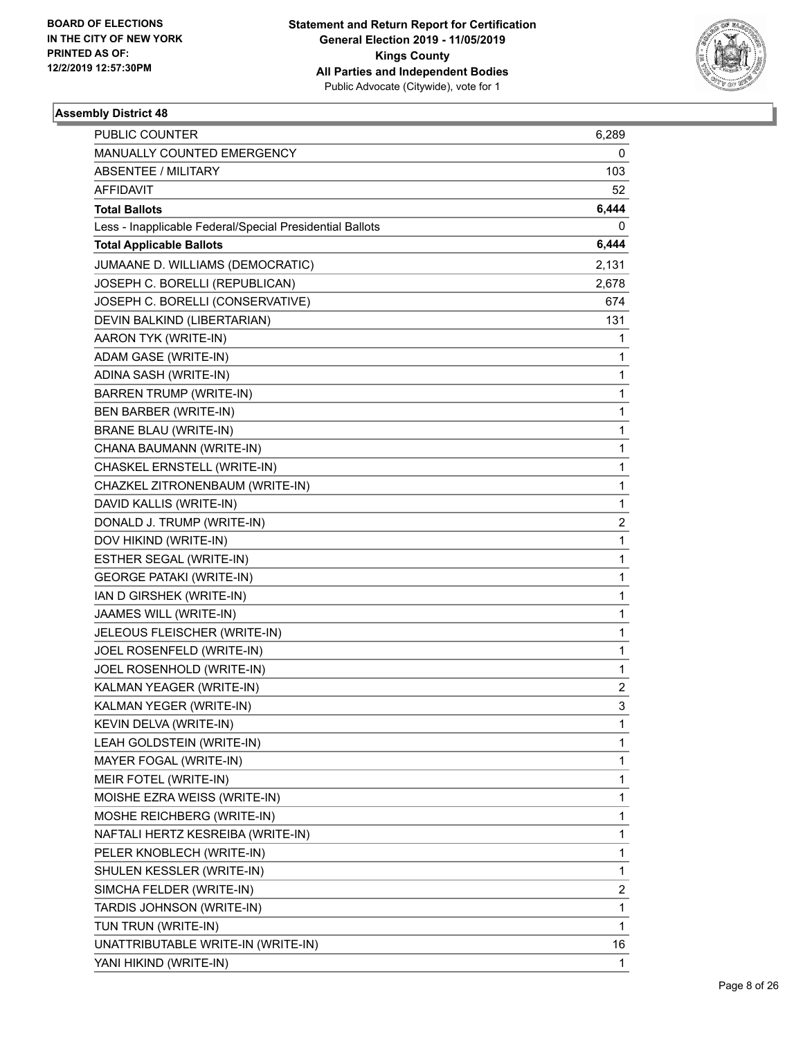BOARD OF ELECTIONS
IN THE CITY OF NEW YORK
PRINTED AS OF:
12/2/2019 12:57:30PM

**Statement and Return Report for Certification**
**General Election 2019 - 11/05/2019**
**Kings County**
**All Parties and Independent Bodies**
Public Advocate (Citywide), vote for 1

## Assembly District 48

| | |
|---|---|
| PUBLIC COUNTER | 6,289 |
| MANUALLY COUNTED EMERGENCY | 0 |
| ABSENTEE / MILITARY | 103 |
| AFFIDAVIT | 52 |
| **Total Ballots** | **6,444** |
| Less - Inapplicable Federal/Special Presidential Ballots | 0 |
| **Total Applicable Ballots** | **6,444** |
| JUMAANE D. WILLIAMS (DEMOCRATIC) | 2,131 |
| JOSEPH C. BORELLI (REPUBLICAN) | 2,678 |
| JOSEPH C. BORELLI (CONSERVATIVE) | 674 |
| DEVIN BALKIND (LIBERTARIAN) | 131 |
| AARON TYK (WRITE-IN) | 1 |
| ADAM GASE (WRITE-IN) | 1 |
| ADINA SASH (WRITE-IN) | 1 |
| BARREN TRUMP (WRITE-IN) | 1 |
| BEN BARBER (WRITE-IN) | 1 |
| BRANE BLAU (WRITE-IN) | 1 |
| CHANA BAUMANN (WRITE-IN) | 1 |
| CHASKEL ERNSTELL (WRITE-IN) | 1 |
| CHAZKEL ZITRONENBAUM (WRITE-IN) | 1 |
| DAVID KALLIS (WRITE-IN) | 1 |
| DONALD J. TRUMP (WRITE-IN) | 2 |
| DOV HIKIND (WRITE-IN) | 1 |
| ESTHER SEGAL (WRITE-IN) | 1 |
| GEORGE PATAKI (WRITE-IN) | 1 |
| IAN D GIRSHEK (WRITE-IN) | 1 |
| JAAMES WILL (WRITE-IN) | 1 |
| JELEOUS FLEISCHER (WRITE-IN) | 1 |
| JOEL ROSENFELD (WRITE-IN) | 1 |
| JOEL ROSENHOLD (WRITE-IN) | 1 |
| KALMAN YEAGER (WRITE-IN) | 2 |
| KALMAN YEGER (WRITE-IN) | 3 |
| KEVIN DELVA (WRITE-IN) | 1 |
| LEAH GOLDSTEIN (WRITE-IN) | 1 |
| MAYER FOGAL (WRITE-IN) | 1 |
| MEIR FOTEL (WRITE-IN) | 1 |
| MOISHE EZRA WEISS (WRITE-IN) | 1 |
| MOSHE REICHBERG (WRITE-IN) | 1 |
| NAFTALI HERTZ KESREIBA (WRITE-IN) | 1 |
| PELER KNOBLECH (WRITE-IN) | 1 |
| SHULEN KESSLER (WRITE-IN) | 1 |
| SIMCHA FELDER (WRITE-IN) | 2 |
| TARDIS JOHNSON (WRITE-IN) | 1 |
| TUN TRUN (WRITE-IN) | 1 |
| UNATTRIBUTABLE WRITE-IN (WRITE-IN) | 16 |
| YANI HIKIND (WRITE-IN) | 1 |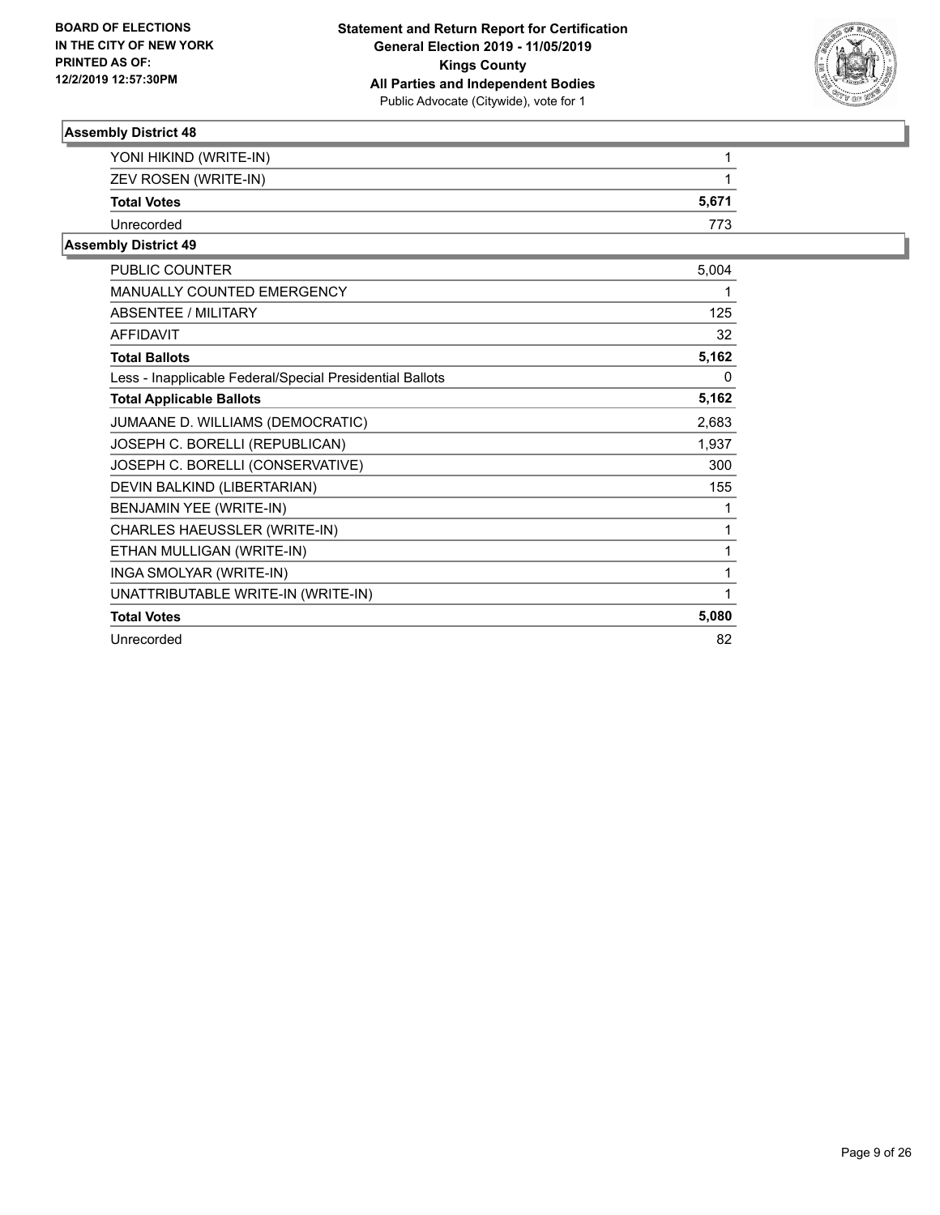**BOARD OF ELECTIONS IN THE CITY OF NEW YORK PRINTED AS OF: 12/2/2019 12:57:30PM**

**Statement and Return Report for Certification General Election 2019 - 11/05/2019 Kings County All Parties and Independent Bodies**
Public Advocate (Citywide), vote for 1

### Assembly District 48

| | |
|---|---|
| YONI HIKIND (WRITE-IN) | 1 |
| ZEV ROSEN (WRITE-IN) | 1 |
| **Total Votes** | **5,671** |
| Unrecorded | 773 |

### Assembly District 49

| | |
|---|---|
| PUBLIC COUNTER | 5,004 |
| MANUALLY COUNTED EMERGENCY | 1 |
| ABSENTEE / MILITARY | 125 |
| AFFIDAVIT | 32 |
| **Total Ballots** | **5,162** |
| Less - Inapplicable Federal/Special Presidential Ballots | 0 |
| **Total Applicable Ballots** | **5,162** |
| JUMAANE D. WILLIAMS (DEMOCRATIC) | 2,683 |
| JOSEPH C. BORELLI (REPUBLICAN) | 1,937 |
| JOSEPH C. BORELLI (CONSERVATIVE) | 300 |
| DEVIN BALKIND (LIBERTARIAN) | 155 |
| BENJAMIN YEE (WRITE-IN) | 1 |
| CHARLES HAEUSSLER (WRITE-IN) | 1 |
| ETHAN MULLIGAN (WRITE-IN) | 1 |
| INGA SMOLYAR (WRITE-IN) | 1 |
| UNATTRIBUTABLE WRITE-IN (WRITE-IN) | 1 |
| **Total Votes** | **5,080** |
| Unrecorded | 82 |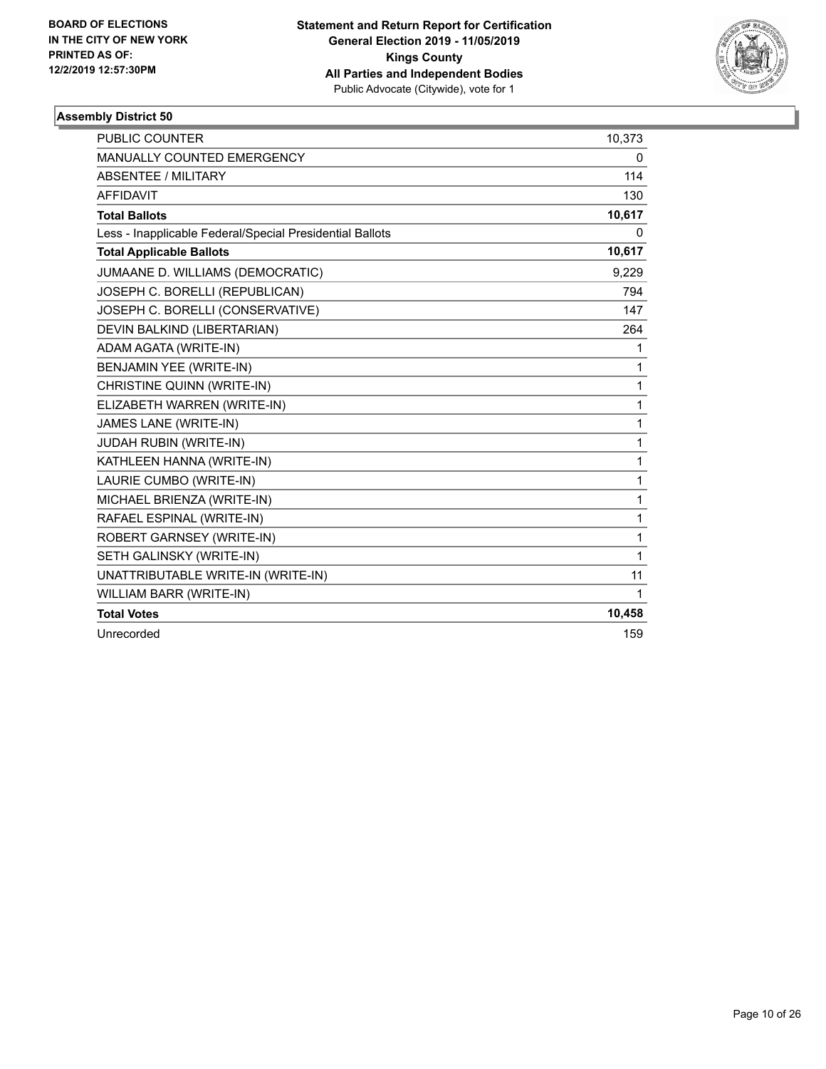**BOARD OF ELECTIONS IN THE CITY OF NEW YORK PRINTED AS OF: 12/2/2019 12:57:30PM**

**Statement and Return Report for Certification General Election 2019 - 11/05/2019 Kings County All Parties and Independent Bodies**
Public Advocate (Citywide), vote for 1

### Assembly District 50

| | |
|---|---|
| PUBLIC COUNTER | 10,373 |
| MANUALLY COUNTED EMERGENCY | 0 |
| ABSENTEE / MILITARY | 114 |
| AFFIDAVIT | 130 |
| **Total Ballots** | **10,617** |
| Less - Inapplicable Federal/Special Presidential Ballots | 0 |
| **Total Applicable Ballots** | **10,617** |
| JUMAANE D. WILLIAMS (DEMOCRATIC) | 9,229 |
| JOSEPH C. BORELLI (REPUBLICAN) | 794 |
| JOSEPH C. BORELLI (CONSERVATIVE) | 147 |
| DEVIN BALKIND (LIBERTARIAN) | 264 |
| ADAM AGATA (WRITE-IN) | 1 |
| BENJAMIN YEE (WRITE-IN) | 1 |
| CHRISTINE QUINN (WRITE-IN) | 1 |
| ELIZABETH WARREN (WRITE-IN) | 1 |
| JAMES LANE (WRITE-IN) | 1 |
| JUDAH RUBIN (WRITE-IN) | 1 |
| KATHLEEN HANNA (WRITE-IN) | 1 |
| LAURIE CUMBO (WRITE-IN) | 1 |
| MICHAEL BRIENZA (WRITE-IN) | 1 |
| RAFAEL ESPINAL (WRITE-IN) | 1 |
| ROBERT GARNSEY (WRITE-IN) | 1 |
| SETH GALINSKY (WRITE-IN) | 1 |
| UNATTRIBUTABLE WRITE-IN (WRITE-IN) | 11 |
| WILLIAM BARR (WRITE-IN) | 1 |
| **Total Votes** | **10,458** |
| Unrecorded | 159 |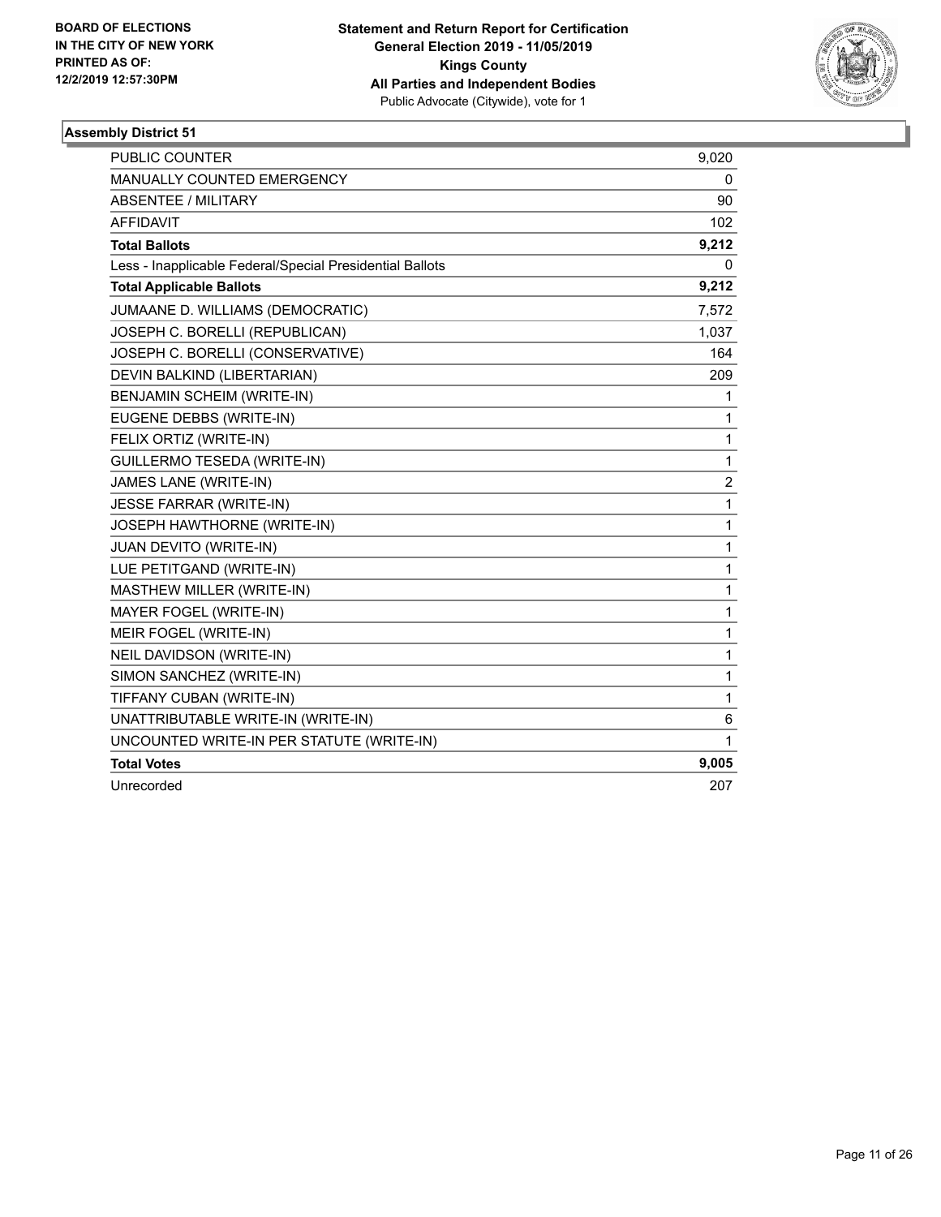**BOARD OF ELECTIONS IN THE CITY OF NEW YORK PRINTED AS OF: 12/2/2019 12:57:30PM**

**Statement and Return Report for Certification General Election 2019 - 11/05/2019 Kings County All Parties and Independent Bodies**
Public Advocate (Citywide), vote for 1

### Assembly District 51

| | |
|---|---|
| PUBLIC COUNTER | 9,020 |
| MANUALLY COUNTED EMERGENCY | 0 |
| ABSENTEE / MILITARY | 90 |
| AFFIDAVIT | 102 |
| **Total Ballots** | **9,212** |
| Less - Inapplicable Federal/Special Presidential Ballots | 0 |
| **Total Applicable Ballots** | **9,212** |
| JUMAANE D. WILLIAMS (DEMOCRATIC) | 7,572 |
| JOSEPH C. BORELLI (REPUBLICAN) | 1,037 |
| JOSEPH C. BORELLI (CONSERVATIVE) | 164 |
| DEVIN BALKIND (LIBERTARIAN) | 209 |
| BENJAMIN SCHEIM (WRITE-IN) | 1 |
| EUGENE DEBBS (WRITE-IN) | 1 |
| FELIX ORTIZ (WRITE-IN) | 1 |
| GUILLERMO TESEDA (WRITE-IN) | 1 |
| JAMES LANE (WRITE-IN) | 2 |
| JESSE FARRAR (WRITE-IN) | 1 |
| JOSEPH HAWTHORNE (WRITE-IN) | 1 |
| JUAN DEVITO (WRITE-IN) | 1 |
| LUE PETITGAND (WRITE-IN) | 1 |
| MASTHEW MILLER (WRITE-IN) | 1 |
| MAYER FOGEL (WRITE-IN) | 1 |
| MEIR FOGEL (WRITE-IN) | 1 |
| NEIL DAVIDSON (WRITE-IN) | 1 |
| SIMON SANCHEZ (WRITE-IN) | 1 |
| TIFFANY CUBAN (WRITE-IN) | 1 |
| UNATTRIBUTABLE WRITE-IN (WRITE-IN) | 6 |
| UNCOUNTED WRITE-IN PER STATUTE (WRITE-IN) | 1 |
| **Total Votes** | **9,005** |
| Unrecorded | 207 |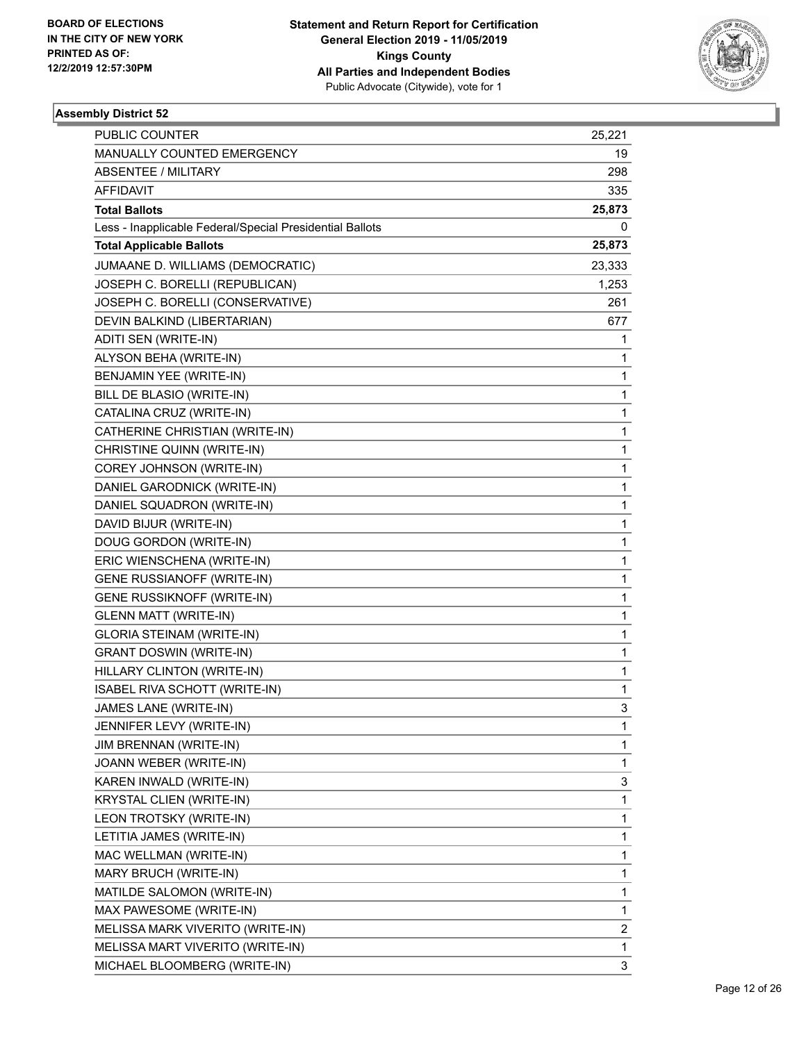BOARD OF ELECTIONS
IN THE CITY OF NEW YORK
PRINTED AS OF:
12/2/2019 12:57:30PM

**Statement and Return Report for Certification**
**General Election 2019 - 11/05/2019**
**Kings County**
**All Parties and Independent Bodies**
Public Advocate (Citywide), vote for 1

### Assembly District 52

| | |
|---|---|
| PUBLIC COUNTER | 25,221 |
| MANUALLY COUNTED EMERGENCY | 19 |
| ABSENTEE / MILITARY | 298 |
| AFFIDAVIT | 335 |
| **Total Ballots** | **25,873** |
| Less - Inapplicable Federal/Special Presidential Ballots | 0 |
| **Total Applicable Ballots** | **25,873** |
| JUMAANE D. WILLIAMS (DEMOCRATIC) | 23,333 |
| JOSEPH C. BORELLI (REPUBLICAN) | 1,253 |
| JOSEPH C. BORELLI (CONSERVATIVE) | 261 |
| DEVIN BALKIND (LIBERTARIAN) | 677 |
| ADITI SEN (WRITE-IN) | 1 |
| ALYSON BEHA (WRITE-IN) | 1 |
| BENJAMIN YEE (WRITE-IN) | 1 |
| BILL DE BLASIO (WRITE-IN) | 1 |
| CATALINA CRUZ (WRITE-IN) | 1 |
| CATHERINE CHRISTIAN (WRITE-IN) | 1 |
| CHRISTINE QUINN (WRITE-IN) | 1 |
| COREY JOHNSON (WRITE-IN) | 1 |
| DANIEL GARODNICK (WRITE-IN) | 1 |
| DANIEL SQUADRON (WRITE-IN) | 1 |
| DAVID BIJUR (WRITE-IN) | 1 |
| DOUG GORDON (WRITE-IN) | 1 |
| ERIC WIENSCHENA (WRITE-IN) | 1 |
| GENE RUSSIANOFF (WRITE-IN) | 1 |
| GENE RUSSIKNOFF (WRITE-IN) | 1 |
| GLENN MATT (WRITE-IN) | 1 |
| GLORIA STEINAM (WRITE-IN) | 1 |
| GRANT DOSWIN (WRITE-IN) | 1 |
| HILLARY CLINTON (WRITE-IN) | 1 |
| ISABEL RIVA SCHOTT (WRITE-IN) | 1 |
| JAMES LANE (WRITE-IN) | 3 |
| JENNIFER LEVY (WRITE-IN) | 1 |
| JIM BRENNAN (WRITE-IN) | 1 |
| JOANN WEBER (WRITE-IN) | 1 |
| KAREN INWALD (WRITE-IN) | 3 |
| KRYSTAL CLIEN (WRITE-IN) | 1 |
| LEON TROTSKY (WRITE-IN) | 1 |
| LETITIA JAMES (WRITE-IN) | 1 |
| MAC WELLMAN (WRITE-IN) | 1 |
| MARY BRUCH (WRITE-IN) | 1 |
| MATILDE SALOMON (WRITE-IN) | 1 |
| MAX PAWESOME (WRITE-IN) | 1 |
| MELISSA MARK VIVERITO (WRITE-IN) | 2 |
| MELISSA MART VIVERITO (WRITE-IN) | 1 |
| MICHAEL BLOOMBERG (WRITE-IN) | 3 |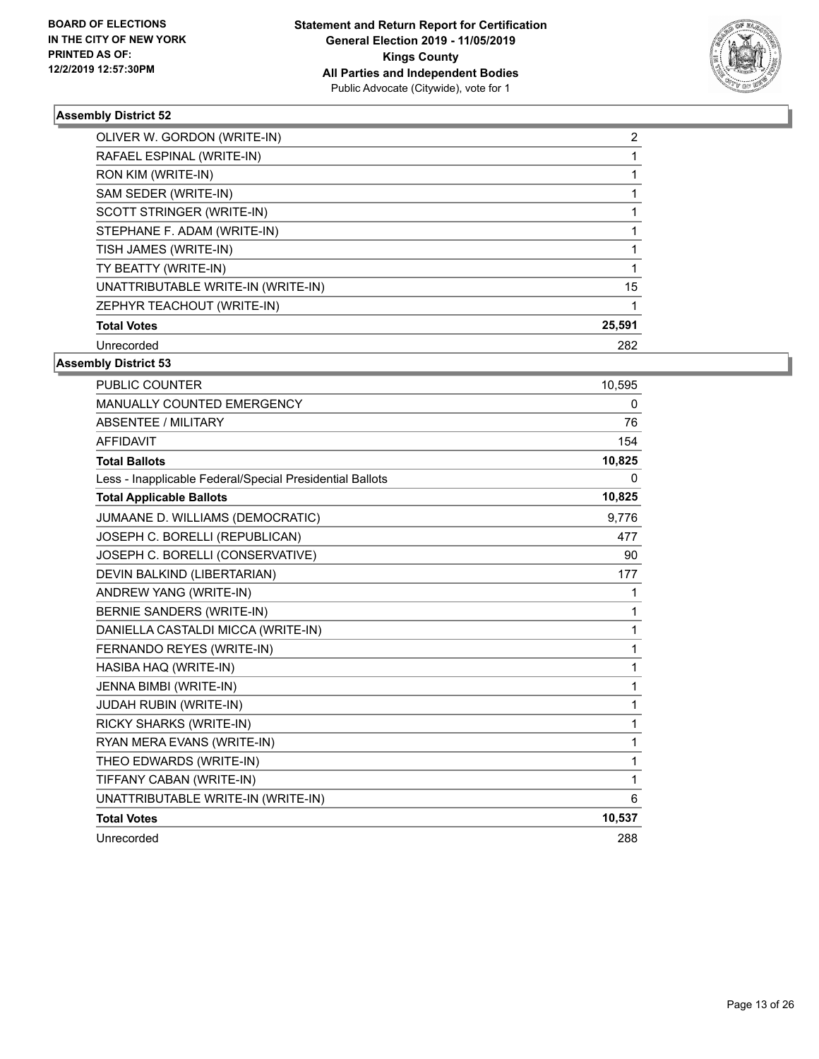BOARD OF ELECTIONS
IN THE CITY OF NEW YORK
PRINTED AS OF:
12/2/2019 12:57:30PM

**Statement and Return Report for Certification**
**General Election 2019 - 11/05/2019**
**Kings County**
**All Parties and Independent Bodies**
Public Advocate (Citywide), vote for 1

### Assembly District 52

| | |
|---|---|
| OLIVER W. GORDON (WRITE-IN) | 2 |
| RAFAEL ESPINAL (WRITE-IN) | 1 |
| RON KIM (WRITE-IN) | 1 |
| SAM SEDER (WRITE-IN) | 1 |
| SCOTT STRINGER (WRITE-IN) | 1 |
| STEPHANE F. ADAM (WRITE-IN) | 1 |
| TISH JAMES (WRITE-IN) | 1 |
| TY BEATTY (WRITE-IN) | 1 |
| UNATTRIBUTABLE WRITE-IN (WRITE-IN) | 15 |
| ZEPHYR TEACHOUT (WRITE-IN) | 1 |
| **Total Votes** | **25,591** |
| Unrecorded | 282 |

### Assembly District 53

| | |
|---|---|
| PUBLIC COUNTER | 10,595 |
| MANUALLY COUNTED EMERGENCY | 0 |
| ABSENTEE / MILITARY | 76 |
| AFFIDAVIT | 154 |
| **Total Ballots** | **10,825** |
| Less - Inapplicable Federal/Special Presidential Ballots | 0 |
| **Total Applicable Ballots** | **10,825** |
| JUMAANE D. WILLIAMS (DEMOCRATIC) | 9,776 |
| JOSEPH C. BORELLI (REPUBLICAN) | 477 |
| JOSEPH C. BORELLI (CONSERVATIVE) | 90 |
| DEVIN BALKIND (LIBERTARIAN) | 177 |
| ANDREW YANG (WRITE-IN) | 1 |
| BERNIE SANDERS (WRITE-IN) | 1 |
| DANIELLA CASTALDI MICCA (WRITE-IN) | 1 |
| FERNANDO REYES (WRITE-IN) | 1 |
| HASIBA HAQ (WRITE-IN) | 1 |
| JENNA BIMBI (WRITE-IN) | 1 |
| JUDAH RUBIN (WRITE-IN) | 1 |
| RICKY SHARKS (WRITE-IN) | 1 |
| RYAN MERA EVANS (WRITE-IN) | 1 |
| THEO EDWARDS (WRITE-IN) | 1 |
| TIFFANY CABAN (WRITE-IN) | 1 |
| UNATTRIBUTABLE WRITE-IN (WRITE-IN) | 6 |
| **Total Votes** | **10,537** |
| Unrecorded | 288 |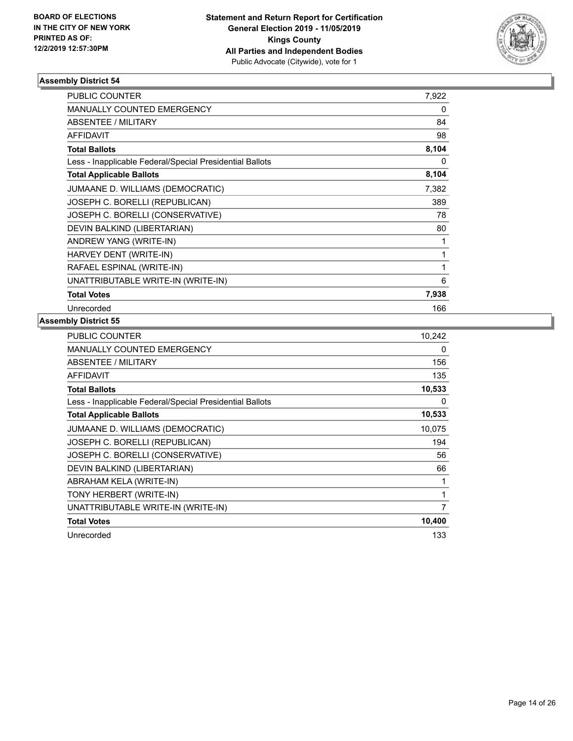**BOARD OF ELECTIONS IN THE CITY OF NEW YORK PRINTED AS OF: 12/2/2019 12:57:30PM**

**Statement and Return Report for Certification General Election 2019 - 11/05/2019 Kings County All Parties and Independent Bodies**
Public Advocate (Citywide), vote for 1

### Assembly District 54

| | |
|---|---|
| PUBLIC COUNTER | 7,922 |
| MANUALLY COUNTED EMERGENCY | 0 |
| ABSENTEE / MILITARY | 84 |
| AFFIDAVIT | 98 |
| **Total Ballots** | **8,104** |
| Less - Inapplicable Federal/Special Presidential Ballots | 0 |
| **Total Applicable Ballots** | **8,104** |
| JUMAANE D. WILLIAMS (DEMOCRATIC) | 7,382 |
| JOSEPH C. BORELLI (REPUBLICAN) | 389 |
| JOSEPH C. BORELLI (CONSERVATIVE) | 78 |
| DEVIN BALKIND (LIBERTARIAN) | 80 |
| ANDREW YANG (WRITE-IN) | 1 |
| HARVEY DENT (WRITE-IN) | 1 |
| RAFAEL ESPINAL (WRITE-IN) | 1 |
| UNATTRIBUTABLE WRITE-IN (WRITE-IN) | 6 |
| **Total Votes** | **7,938** |
| Unrecorded | 166 |

### Assembly District 55

| | |
|---|---|
| PUBLIC COUNTER | 10,242 |
| MANUALLY COUNTED EMERGENCY | 0 |
| ABSENTEE / MILITARY | 156 |
| AFFIDAVIT | 135 |
| **Total Ballots** | **10,533** |
| Less - Inapplicable Federal/Special Presidential Ballots | 0 |
| **Total Applicable Ballots** | **10,533** |
| JUMAANE D. WILLIAMS (DEMOCRATIC) | 10,075 |
| JOSEPH C. BORELLI (REPUBLICAN) | 194 |
| JOSEPH C. BORELLI (CONSERVATIVE) | 56 |
| DEVIN BALKIND (LIBERTARIAN) | 66 |
| ABRAHAM KELA (WRITE-IN) | 1 |
| TONY HERBERT (WRITE-IN) | 1 |
| UNATTRIBUTABLE WRITE-IN (WRITE-IN) | 7 |
| **Total Votes** | **10,400** |
| Unrecorded | 133 |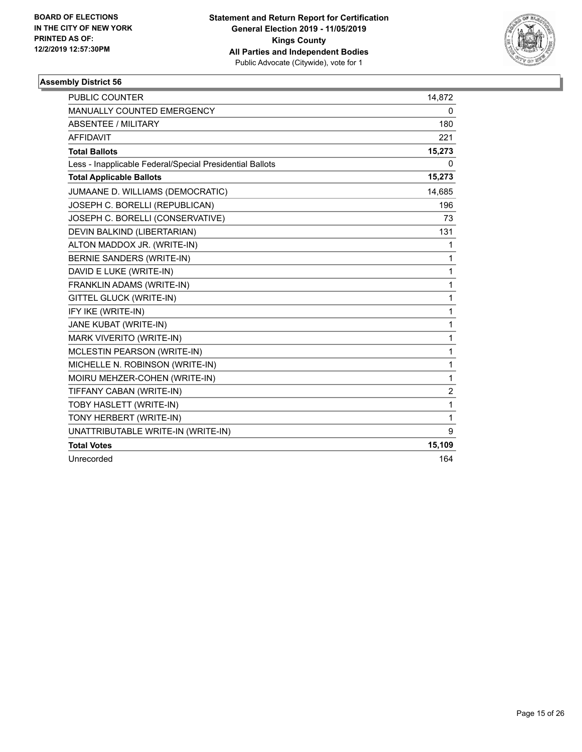**BOARD OF ELECTIONS IN THE CITY OF NEW YORK PRINTED AS OF: 12/2/2019 12:57:30PM**

**Statement and Return Report for Certification**
**General Election 2019 - 11/05/2019**
**Kings County**
**All Parties and Independent Bodies**
Public Advocate (Citywide), vote for 1

### Assembly District 56

| | |
|---|---|
| PUBLIC COUNTER | 14,872 |
| MANUALLY COUNTED EMERGENCY | 0 |
| ABSENTEE / MILITARY | 180 |
| AFFIDAVIT | 221 |
| **Total Ballots** | **15,273** |
| Less - Inapplicable Federal/Special Presidential Ballots | 0 |
| **Total Applicable Ballots** | **15,273** |
| JUMAANE D. WILLIAMS (DEMOCRATIC) | 14,685 |
| JOSEPH C. BORELLI (REPUBLICAN) | 196 |
| JOSEPH C. BORELLI (CONSERVATIVE) | 73 |
| DEVIN BALKIND (LIBERTARIAN) | 131 |
| ALTON MADDOX JR. (WRITE-IN) | 1 |
| BERNIE SANDERS (WRITE-IN) | 1 |
| DAVID E LUKE (WRITE-IN) | 1 |
| FRANKLIN ADAMS (WRITE-IN) | 1 |
| GITTEL GLUCK (WRITE-IN) | 1 |
| IFY IKE (WRITE-IN) | 1 |
| JANE KUBAT (WRITE-IN) | 1 |
| MARK VIVERITO (WRITE-IN) | 1 |
| MCLESTIN PEARSON (WRITE-IN) | 1 |
| MICHELLE N. ROBINSON (WRITE-IN) | 1 |
| MOIRU MEHZER-COHEN (WRITE-IN) | 1 |
| TIFFANY CABAN (WRITE-IN) | 2 |
| TOBY HASLETT (WRITE-IN) | 1 |
| TONY HERBERT (WRITE-IN) | 1 |
| UNATTRIBUTABLE WRITE-IN (WRITE-IN) | 9 |
| **Total Votes** | **15,109** |
| Unrecorded | 164 |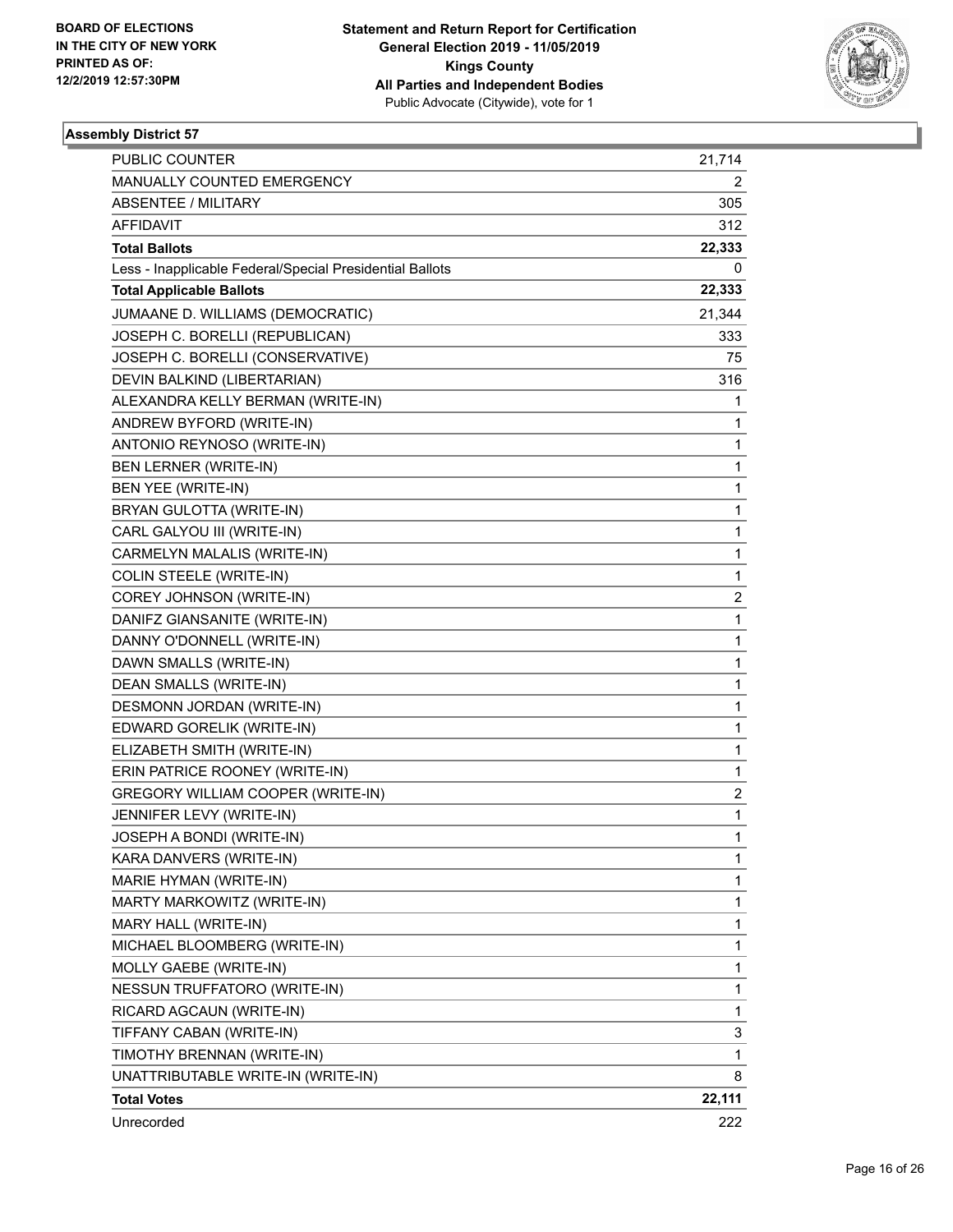**BOARD OF ELECTIONS IN THE CITY OF NEW YORK PRINTED AS OF: 12/2/2019 12:57:30PM**

**Statement and Return Report for Certification General Election 2019 - 11/05/2019 Kings County All Parties and Independent Bodies**
Public Advocate (Citywide), vote for 1

### Assembly District 57

| | |
|---|---|
| PUBLIC COUNTER | 21,714 |
| MANUALLY COUNTED EMERGENCY | 2 |
| ABSENTEE / MILITARY | 305 |
| AFFIDAVIT | 312 |
| **Total Ballots** | **22,333** |
| Less - Inapplicable Federal/Special Presidential Ballots | 0 |
| **Total Applicable Ballots** | **22,333** |
| JUMAANE D. WILLIAMS (DEMOCRATIC) | 21,344 |
| JOSEPH C. BORELLI (REPUBLICAN) | 333 |
| JOSEPH C. BORELLI (CONSERVATIVE) | 75 |
| DEVIN BALKIND (LIBERTARIAN) | 316 |
| ALEXANDRA KELLY BERMAN (WRITE-IN) | 1 |
| ANDREW BYFORD (WRITE-IN) | 1 |
| ANTONIO REYNOSO (WRITE-IN) | 1 |
| BEN LERNER (WRITE-IN) | 1 |
| BEN YEE (WRITE-IN) | 1 |
| BRYAN GULOTTA (WRITE-IN) | 1 |
| CARL GALYOU III (WRITE-IN) | 1 |
| CARMELYN MALALIS (WRITE-IN) | 1 |
| COLIN STEELE (WRITE-IN) | 1 |
| COREY JOHNSON (WRITE-IN) | 2 |
| DANIFZ GIANSANITE (WRITE-IN) | 1 |
| DANNY O'DONNELL (WRITE-IN) | 1 |
| DAWN SMALLS (WRITE-IN) | 1 |
| DEAN SMALLS (WRITE-IN) | 1 |
| DESMONN JORDAN (WRITE-IN) | 1 |
| EDWARD GORELIK (WRITE-IN) | 1 |
| ELIZABETH SMITH (WRITE-IN) | 1 |
| ERIN PATRICE ROONEY (WRITE-IN) | 1 |
| GREGORY WILLIAM COOPER (WRITE-IN) | 2 |
| JENNIFER LEVY (WRITE-IN) | 1 |
| JOSEPH A BONDI (WRITE-IN) | 1 |
| KARA DANVERS (WRITE-IN) | 1 |
| MARIE HYMAN (WRITE-IN) | 1 |
| MARTY MARKOWITZ (WRITE-IN) | 1 |
| MARY HALL (WRITE-IN) | 1 |
| MICHAEL BLOOMBERG (WRITE-IN) | 1 |
| MOLLY GAEBE (WRITE-IN) | 1 |
| NESSUN TRUFFATORO (WRITE-IN) | 1 |
| RICARD AGCAUN (WRITE-IN) | 1 |
| TIFFANY CABAN (WRITE-IN) | 3 |
| TIMOTHY BRENNAN (WRITE-IN) | 1 |
| UNATTRIBUTABLE WRITE-IN (WRITE-IN) | 8 |
| **Total Votes** | **22,111** |
| Unrecorded | 222 |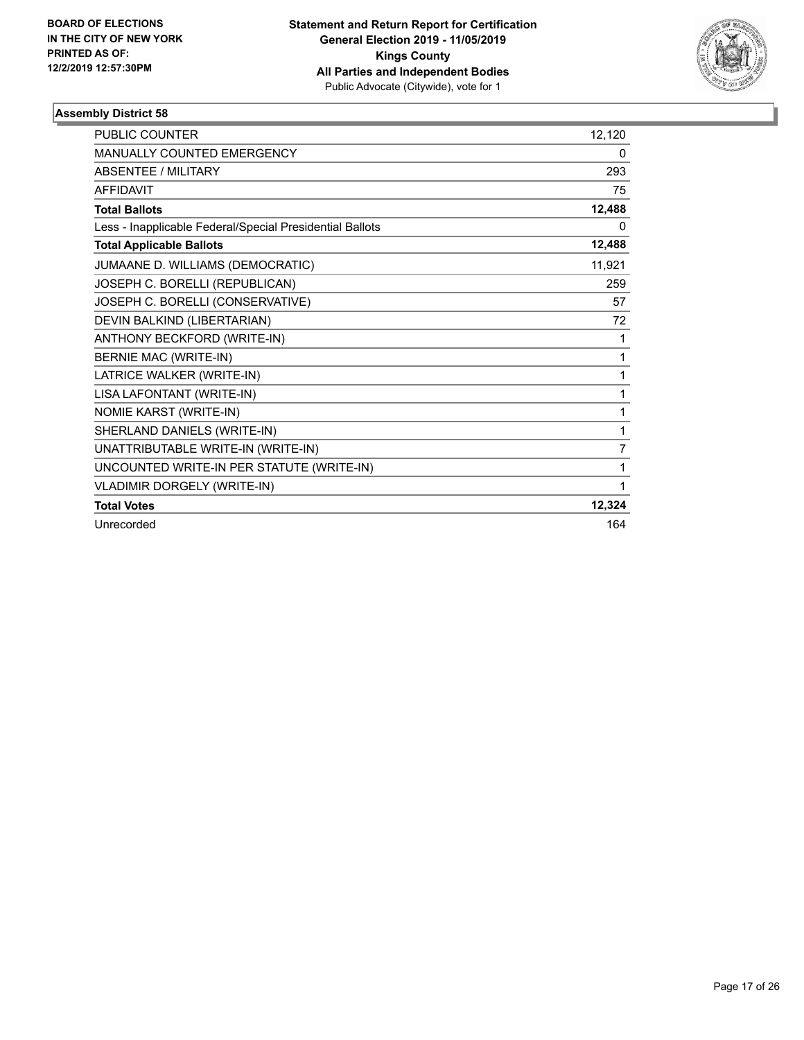**BOARD OF ELECTIONS IN THE CITY OF NEW YORK PRINTED AS OF: 12/2/2019 12:57:30PM**

**Statement and Return Report for Certification General Election 2019 - 11/05/2019 Kings County All Parties and Independent Bodies**
Public Advocate (Citywide), vote for 1

### Assembly District 58

| | |
|---|---|
| PUBLIC COUNTER | 12,120 |
| MANUALLY COUNTED EMERGENCY | 0 |
| ABSENTEE / MILITARY | 293 |
| AFFIDAVIT | 75 |
| **Total Ballots** | **12,488** |
| Less - Inapplicable Federal/Special Presidential Ballots | 0 |
| **Total Applicable Ballots** | **12,488** |
| JUMAANE D. WILLIAMS (DEMOCRATIC) | 11,921 |
| JOSEPH C. BORELLI (REPUBLICAN) | 259 |
| JOSEPH C. BORELLI (CONSERVATIVE) | 57 |
| DEVIN BALKIND (LIBERTARIAN) | 72 |
| ANTHONY BECKFORD (WRITE-IN) | 1 |
| BERNIE MAC (WRITE-IN) | 1 |
| LATRICE WALKER (WRITE-IN) | 1 |
| LISA LAFONTANT (WRITE-IN) | 1 |
| NOMIE KARST (WRITE-IN) | 1 |
| SHERLAND DANIELS (WRITE-IN) | 1 |
| UNATTRIBUTABLE WRITE-IN (WRITE-IN) | 7 |
| UNCOUNTED WRITE-IN PER STATUTE (WRITE-IN) | 1 |
| VLADIMIR DORGELY (WRITE-IN) | 1 |
| **Total Votes** | **12,324** |
| Unrecorded | 164 |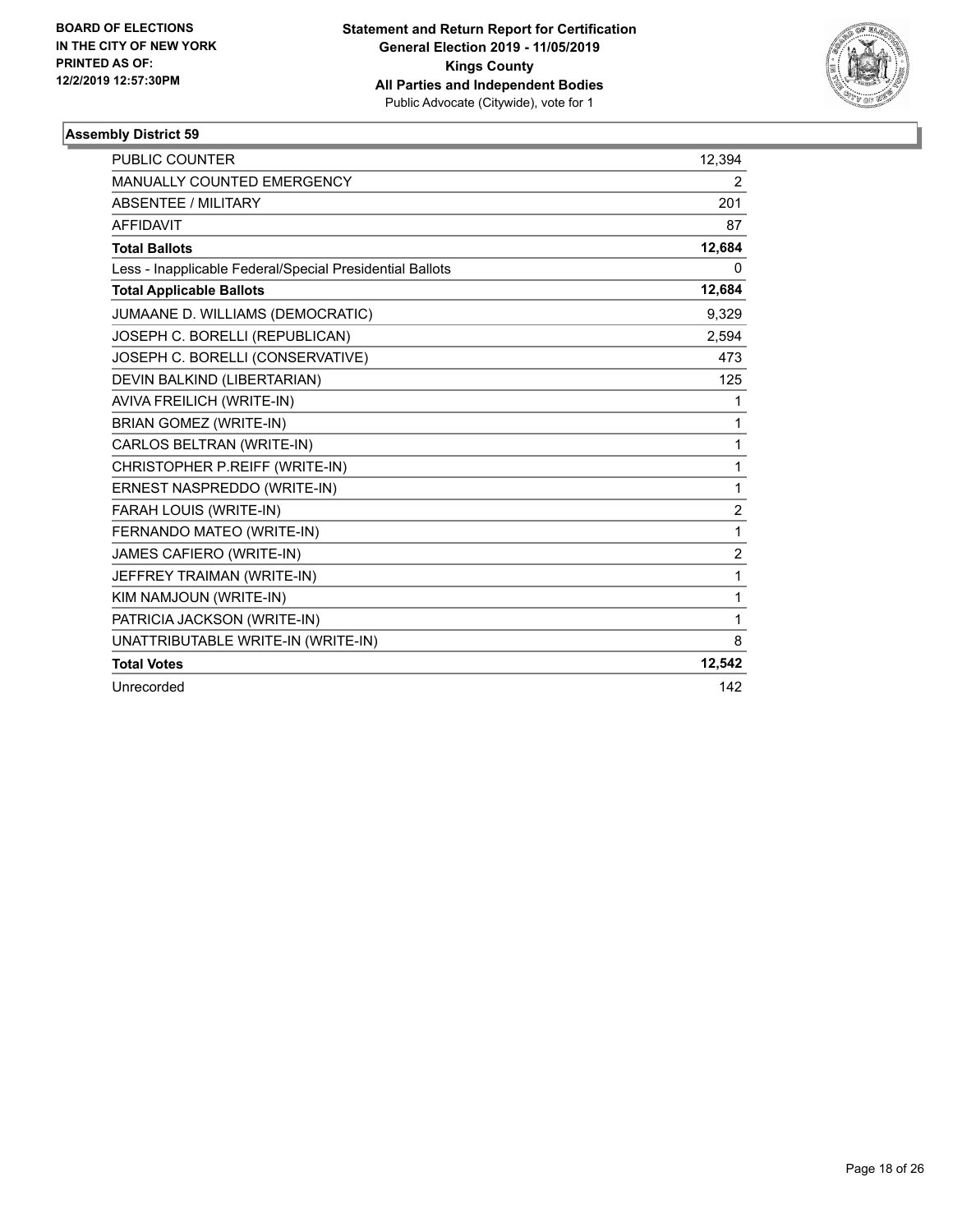BOARD OF ELECTIONS
IN THE CITY OF NEW YORK
PRINTED AS OF:
12/2/2019 12:57:30PM

**Statement and Return Report for Certification**
**General Election 2019 - 11/05/2019**
**Kings County**
**All Parties and Independent Bodies**
Public Advocate (Citywide), vote for 1

### Assembly District 59

| | |
|---|---|
| PUBLIC COUNTER | 12,394 |
| MANUALLY COUNTED EMERGENCY | 2 |
| ABSENTEE / MILITARY | 201 |
| AFFIDAVIT | 87 |
| **Total Ballots** | **12,684** |
| Less - Inapplicable Federal/Special Presidential Ballots | 0 |
| **Total Applicable Ballots** | **12,684** |
| JUMAANE D. WILLIAMS (DEMOCRATIC) | 9,329 |
| JOSEPH C. BORELLI (REPUBLICAN) | 2,594 |
| JOSEPH C. BORELLI (CONSERVATIVE) | 473 |
| DEVIN BALKIND (LIBERTARIAN) | 125 |
| AVIVA FREILICH (WRITE-IN) | 1 |
| BRIAN GOMEZ (WRITE-IN) | 1 |
| CARLOS BELTRAN (WRITE-IN) | 1 |
| CHRISTOPHER P.REIFF (WRITE-IN) | 1 |
| ERNEST NASPREDDO (WRITE-IN) | 1 |
| FARAH LOUIS (WRITE-IN) | 2 |
| FERNANDO MATEO (WRITE-IN) | 1 |
| JAMES CAFIERO (WRITE-IN) | 2 |
| JEFFREY TRAIMAN (WRITE-IN) | 1 |
| KIM NAMJOUN (WRITE-IN) | 1 |
| PATRICIA JACKSON (WRITE-IN) | 1 |
| UNATTRIBUTABLE WRITE-IN (WRITE-IN) | 8 |
| **Total Votes** | **12,542** |
| Unrecorded | 142 |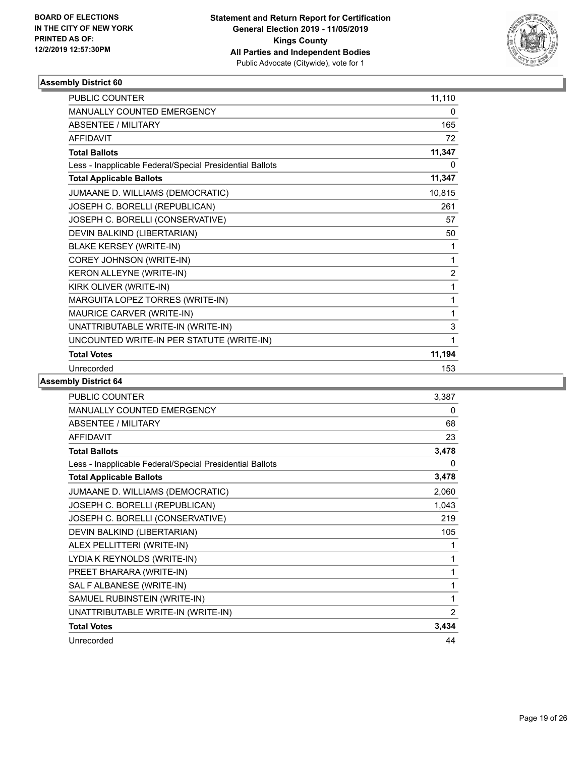**BOARD OF ELECTIONS IN THE CITY OF NEW YORK PRINTED AS OF: 12/2/2019 12:57:30PM**

**Statement and Return Report for Certification General Election 2019 - 11/05/2019 Kings County All Parties and Independent Bodies**
Public Advocate (Citywide), vote for 1

### Assembly District 60

| | |
|---|---|
| PUBLIC COUNTER | 11,110 |
| MANUALLY COUNTED EMERGENCY | 0 |
| ABSENTEE / MILITARY | 165 |
| AFFIDAVIT | 72 |
| **Total Ballots** | **11,347** |
| Less - Inapplicable Federal/Special Presidential Ballots | 0 |
| **Total Applicable Ballots** | **11,347** |
| JUMAANE D. WILLIAMS (DEMOCRATIC) | 10,815 |
| JOSEPH C. BORELLI (REPUBLICAN) | 261 |
| JOSEPH C. BORELLI (CONSERVATIVE) | 57 |
| DEVIN BALKIND (LIBERTARIAN) | 50 |
| BLAKE KERSEY (WRITE-IN) | 1 |
| COREY JOHNSON (WRITE-IN) | 1 |
| KERON ALLEYNE (WRITE-IN) | 2 |
| KIRK OLIVER (WRITE-IN) | 1 |
| MARGUITA LOPEZ TORRES (WRITE-IN) | 1 |
| MAURICE CARVER (WRITE-IN) | 1 |
| UNATTRIBUTABLE WRITE-IN (WRITE-IN) | 3 |
| UNCOUNTED WRITE-IN PER STATUTE (WRITE-IN) | 1 |
| **Total Votes** | **11,194** |
| Unrecorded | 153 |

### Assembly District 64

| | |
|---|---|
| PUBLIC COUNTER | 3,387 |
| MANUALLY COUNTED EMERGENCY | 0 |
| ABSENTEE / MILITARY | 68 |
| AFFIDAVIT | 23 |
| **Total Ballots** | **3,478** |
| Less - Inapplicable Federal/Special Presidential Ballots | 0 |
| **Total Applicable Ballots** | **3,478** |
| JUMAANE D. WILLIAMS (DEMOCRATIC) | 2,060 |
| JOSEPH C. BORELLI (REPUBLICAN) | 1,043 |
| JOSEPH C. BORELLI (CONSERVATIVE) | 219 |
| DEVIN BALKIND (LIBERTARIAN) | 105 |
| ALEX PELLITTERI (WRITE-IN) | 1 |
| LYDIA K REYNOLDS (WRITE-IN) | 1 |
| PREET BHARARA (WRITE-IN) | 1 |
| SAL F ALBANESE (WRITE-IN) | 1 |
| SAMUEL RUBINSTEIN (WRITE-IN) | 1 |
| UNATTRIBUTABLE WRITE-IN (WRITE-IN) | 2 |
| **Total Votes** | **3,434** |
| Unrecorded | 44 |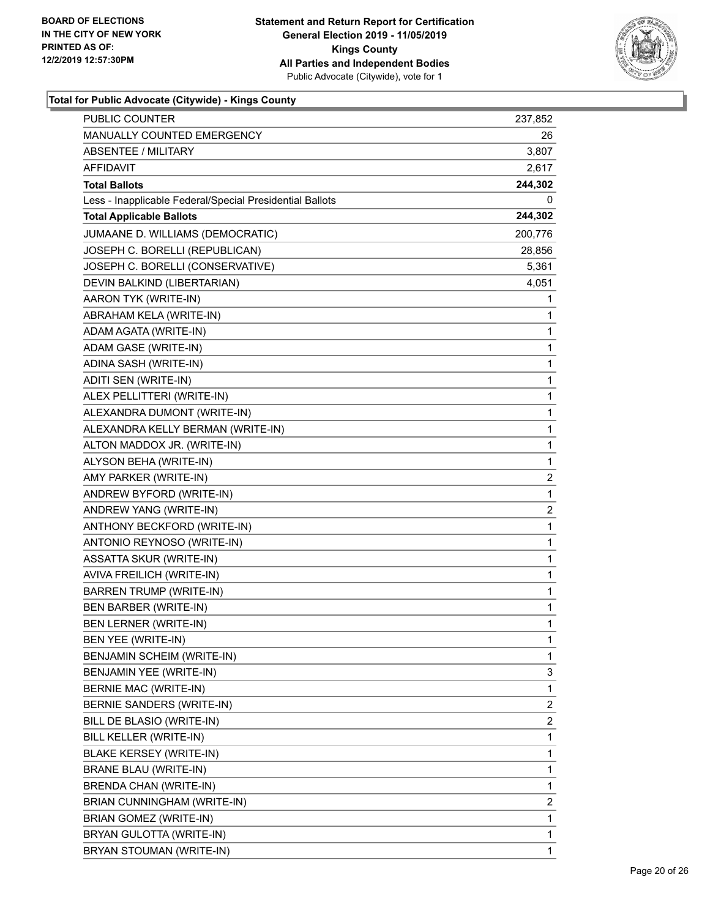BOARD OF ELECTIONS
IN THE CITY OF NEW YORK
PRINTED AS OF:
12/2/2019 12:57:30PM

**Statement and Return Report for Certification**
**General Election 2019 - 11/05/2019**
**Kings County**
**All Parties and Independent Bodies**
Public Advocate (Citywide), vote for 1

### Total for Public Advocate (Citywide) - Kings County

| | |
|---|---|
| PUBLIC COUNTER | 237,852 |
| MANUALLY COUNTED EMERGENCY | 26 |
| ABSENTEE / MILITARY | 3,807 |
| AFFIDAVIT | 2,617 |
| **Total Ballots** | **244,302** |
| Less - Inapplicable Federal/Special Presidential Ballots | 0 |
| **Total Applicable Ballots** | **244,302** |
| JUMAANE D. WILLIAMS (DEMOCRATIC) | 200,776 |
| JOSEPH C. BORELLI (REPUBLICAN) | 28,856 |
| JOSEPH C. BORELLI (CONSERVATIVE) | 5,361 |
| DEVIN BALKIND (LIBERTARIAN) | 4,051 |
| AARON TYK (WRITE-IN) | 1 |
| ABRAHAM KELA (WRITE-IN) | 1 |
| ADAM AGATA (WRITE-IN) | 1 |
| ADAM GASE (WRITE-IN) | 1 |
| ADINA SASH (WRITE-IN) | 1 |
| ADITI SEN (WRITE-IN) | 1 |
| ALEX PELLITTERI (WRITE-IN) | 1 |
| ALEXANDRA DUMONT (WRITE-IN) | 1 |
| ALEXANDRA KELLY BERMAN (WRITE-IN) | 1 |
| ALTON MADDOX JR. (WRITE-IN) | 1 |
| ALYSON BEHA (WRITE-IN) | 1 |
| AMY PARKER (WRITE-IN) | 2 |
| ANDREW BYFORD (WRITE-IN) | 1 |
| ANDREW YANG (WRITE-IN) | 2 |
| ANTHONY BECKFORD (WRITE-IN) | 1 |
| ANTONIO REYNOSO (WRITE-IN) | 1 |
| ASSATTA SKUR (WRITE-IN) | 1 |
| AVIVA FREILICH (WRITE-IN) | 1 |
| BARREN TRUMP (WRITE-IN) | 1 |
| BEN BARBER (WRITE-IN) | 1 |
| BEN LERNER (WRITE-IN) | 1 |
| BEN YEE (WRITE-IN) | 1 |
| BENJAMIN SCHEIM (WRITE-IN) | 1 |
| BENJAMIN YEE (WRITE-IN) | 3 |
| BERNIE MAC (WRITE-IN) | 1 |
| BERNIE SANDERS (WRITE-IN) | 2 |
| BILL DE BLASIO (WRITE-IN) | 2 |
| BILL KELLER (WRITE-IN) | 1 |
| BLAKE KERSEY (WRITE-IN) | 1 |
| BRANE BLAU (WRITE-IN) | 1 |
| BRENDA CHAN (WRITE-IN) | 1 |
| BRIAN CUNNINGHAM (WRITE-IN) | 2 |
| BRIAN GOMEZ (WRITE-IN) | 1 |
| BRYAN GULOTTA (WRITE-IN) | 1 |
| BRYAN STOUMAN (WRITE-IN) | 1 |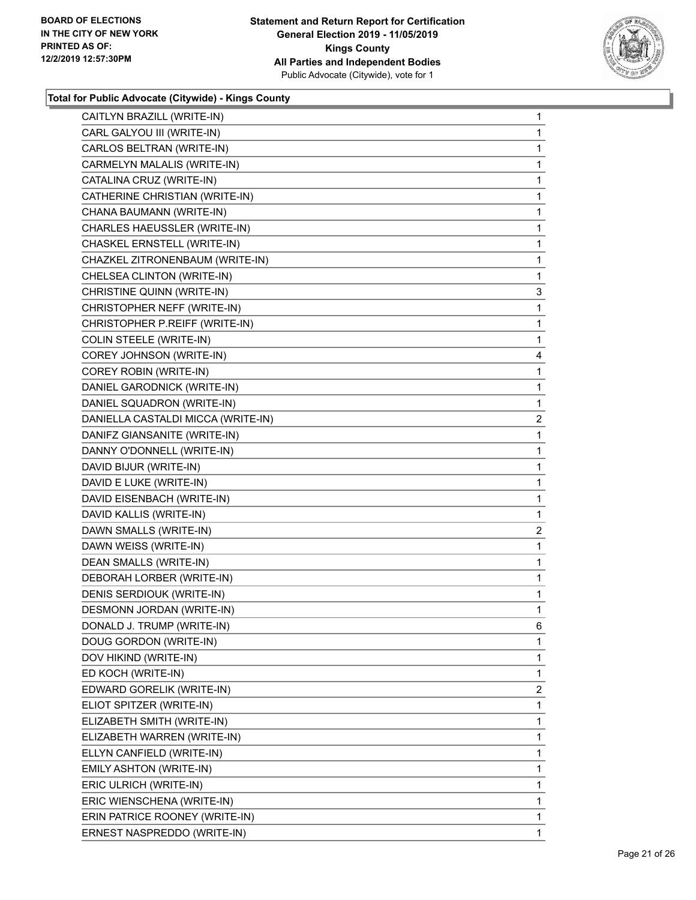**Total for Public Advocate (Citywide) - Kings County**

| Candidate | Votes |
|---|---|
| CAITLYN BRAZILL (WRITE-IN) | 1 |
| CARL GALYOU III (WRITE-IN) | 1 |
| CARLOS BELTRAN (WRITE-IN) | 1 |
| CARMELYN MALALIS (WRITE-IN) | 1 |
| CATALINA CRUZ (WRITE-IN) | 1 |
| CATHERINE CHRISTIAN (WRITE-IN) | 1 |
| CHANA BAUMANN (WRITE-IN) | 1 |
| CHARLES HAEUSSLER (WRITE-IN) | 1 |
| CHASKEL ERNSTELL (WRITE-IN) | 1 |
| CHAZKEL ZITRONENBAUM (WRITE-IN) | 1 |
| CHELSEA CLINTON (WRITE-IN) | 1 |
| CHRISTINE QUINN (WRITE-IN) | 3 |
| CHRISTOPHER NEFF (WRITE-IN) | 1 |
| CHRISTOPHER P.REIFF (WRITE-IN) | 1 |
| COLIN STEELE (WRITE-IN) | 1 |
| COREY JOHNSON (WRITE-IN) | 4 |
| COREY ROBIN (WRITE-IN) | 1 |
| DANIEL GARODNICK (WRITE-IN) | 1 |
| DANIEL SQUADRON (WRITE-IN) | 1 |
| DANIELLA CASTALDI MICCA (WRITE-IN) | 2 |
| DANIFZ GIANSANITE (WRITE-IN) | 1 |
| DANNY O'DONNELL (WRITE-IN) | 1 |
| DAVID BIJUR (WRITE-IN) | 1 |
| DAVID E LUKE (WRITE-IN) | 1 |
| DAVID EISENBACH (WRITE-IN) | 1 |
| DAVID KALLIS (WRITE-IN) | 1 |
| DAWN SMALLS (WRITE-IN) | 2 |
| DAWN WEISS (WRITE-IN) | 1 |
| DEAN SMALLS (WRITE-IN) | 1 |
| DEBORAH LORBER (WRITE-IN) | 1 |
| DENIS SERDIOUK (WRITE-IN) | 1 |
| DESMONN JORDAN (WRITE-IN) | 1 |
| DONALD J. TRUMP (WRITE-IN) | 6 |
| DOUG GORDON (WRITE-IN) | 1 |
| DOV HIKIND (WRITE-IN) | 1 |
| ED KOCH (WRITE-IN) | 1 |
| EDWARD GORELIK (WRITE-IN) | 2 |
| ELIOT SPITZER (WRITE-IN) | 1 |
| ELIZABETH SMITH (WRITE-IN) | 1 |
| ELIZABETH WARREN (WRITE-IN) | 1 |
| ELLYN CANFIELD (WRITE-IN) | 1 |
| EMILY ASHTON (WRITE-IN) | 1 |
| ERIC ULRICH (WRITE-IN) | 1 |
| ERIC WIENSCHENA (WRITE-IN) | 1 |
| ERIN PATRICE ROONEY (WRITE-IN) | 1 |
| ERNEST NASPREDDO (WRITE-IN) | 1 |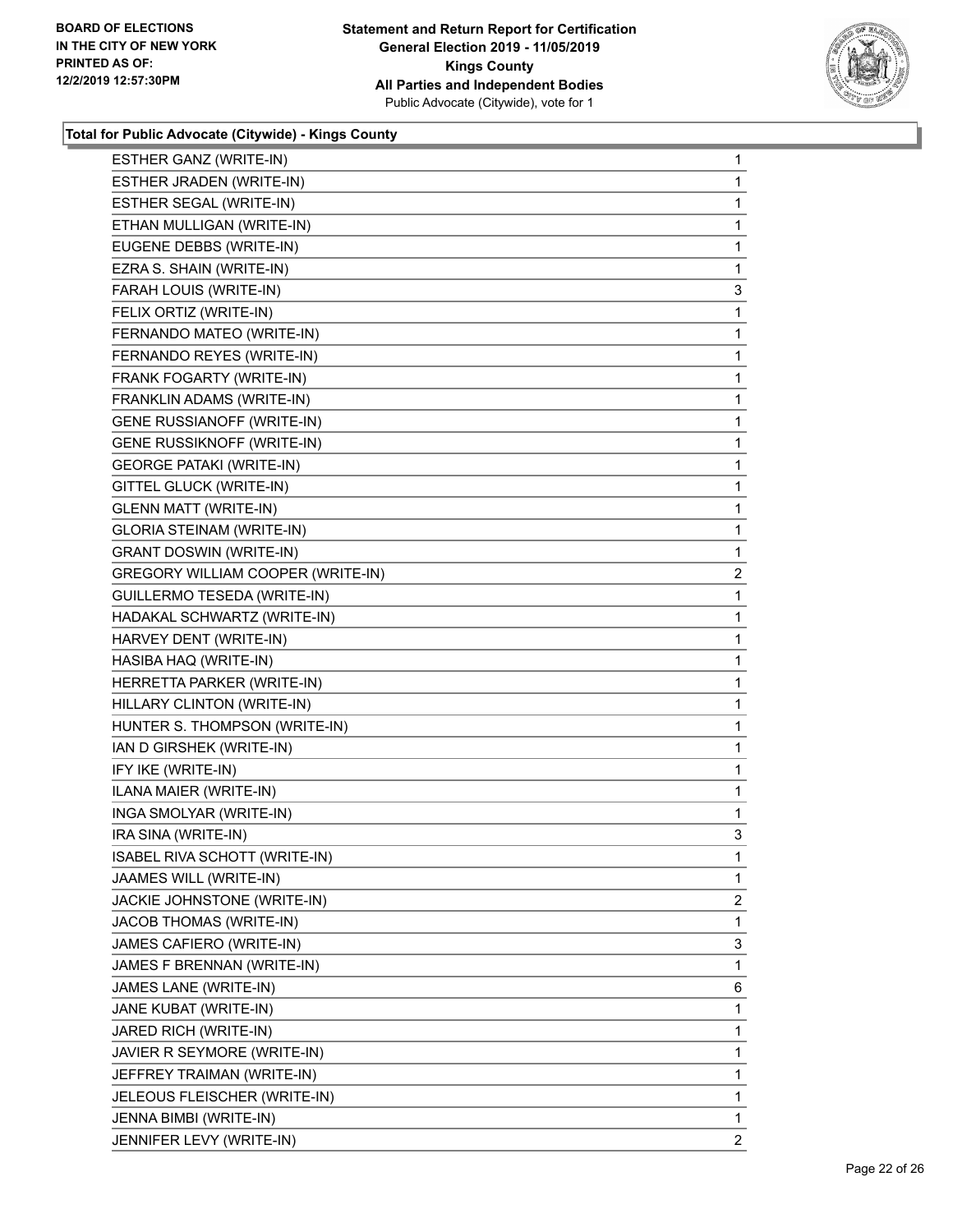**Total for Public Advocate (Citywide) - Kings County**

| | |
|---|---|
| ESTHER GANZ (WRITE-IN) | 1 |
| ESTHER JRADEN (WRITE-IN) | 1 |
| ESTHER SEGAL (WRITE-IN) | 1 |
| ETHAN MULLIGAN (WRITE-IN) | 1 |
| EUGENE DEBBS (WRITE-IN) | 1 |
| EZRA S. SHAIN (WRITE-IN) | 1 |
| FARAH LOUIS (WRITE-IN) | 3 |
| FELIX ORTIZ (WRITE-IN) | 1 |
| FERNANDO MATEO (WRITE-IN) | 1 |
| FERNANDO REYES (WRITE-IN) | 1 |
| FRANK FOGARTY (WRITE-IN) | 1 |
| FRANKLIN ADAMS (WRITE-IN) | 1 |
| GENE RUSSIANOFF (WRITE-IN) | 1 |
| GENE RUSSIKNOFF (WRITE-IN) | 1 |
| GEORGE PATAKI (WRITE-IN) | 1 |
| GITTEL GLUCK (WRITE-IN) | 1 |
| GLENN MATT (WRITE-IN) | 1 |
| GLORIA STEINAM (WRITE-IN) | 1 |
| GRANT DOSWIN (WRITE-IN) | 1 |
| GREGORY WILLIAM COOPER (WRITE-IN) | 2 |
| GUILLERMO TESEDA (WRITE-IN) | 1 |
| HADAKAL SCHWARTZ (WRITE-IN) | 1 |
| HARVEY DENT (WRITE-IN) | 1 |
| HASIBA HAQ (WRITE-IN) | 1 |
| HERRETTA PARKER (WRITE-IN) | 1 |
| HILLARY CLINTON (WRITE-IN) | 1 |
| HUNTER S. THOMPSON (WRITE-IN) | 1 |
| IAN D GIRSHEK (WRITE-IN) | 1 |
| IFY IKE (WRITE-IN) | 1 |
| ILANA MAIER (WRITE-IN) | 1 |
| INGA SMOLYAR (WRITE-IN) | 1 |
| IRA SINA (WRITE-IN) | 3 |
| ISABEL RIVA SCHOTT (WRITE-IN) | 1 |
| JAAMES WILL (WRITE-IN) | 1 |
| JACKIE JOHNSTONE (WRITE-IN) | 2 |
| JACOB THOMAS (WRITE-IN) | 1 |
| JAMES CAFIERO (WRITE-IN) | 3 |
| JAMES F BRENNAN (WRITE-IN) | 1 |
| JAMES LANE (WRITE-IN) | 6 |
| JANE KUBAT (WRITE-IN) | 1 |
| JARED RICH (WRITE-IN) | 1 |
| JAVIER R SEYMORE (WRITE-IN) | 1 |
| JEFFREY TRAIMAN (WRITE-IN) | 1 |
| JELEOUS FLEISCHER (WRITE-IN) | 1 |
| JENNA BIMBI (WRITE-IN) | 1 |
| JENNIFER LEVY (WRITE-IN) | 2 |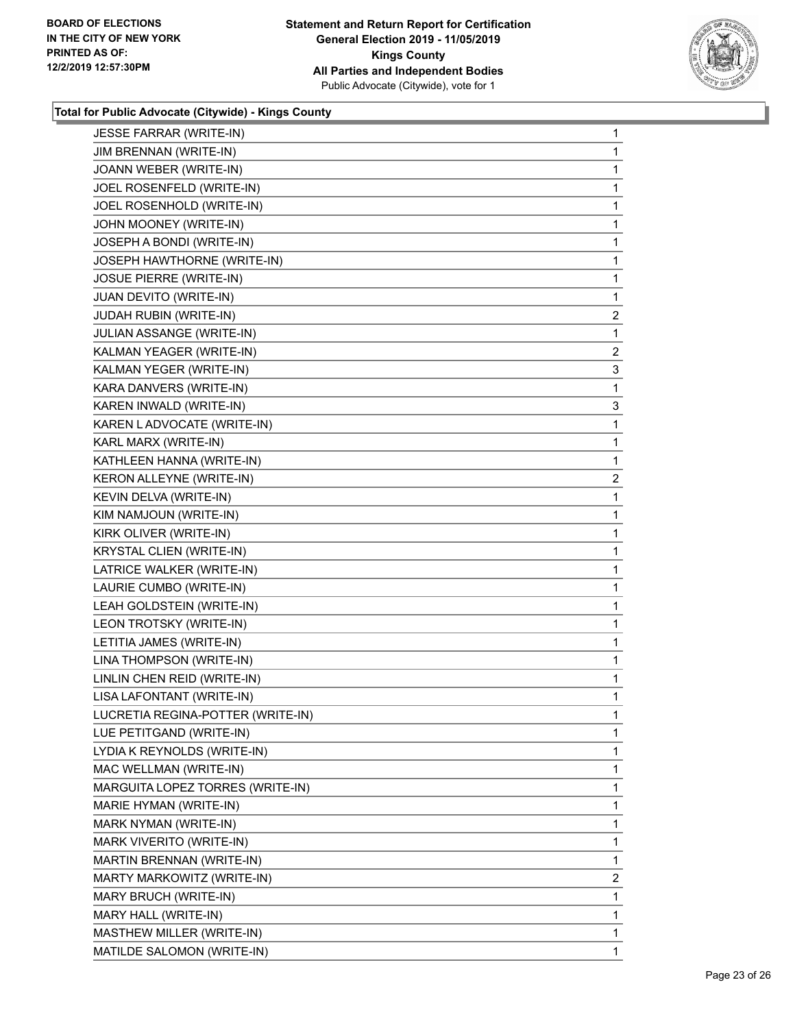**BOARD OF ELECTIONS IN THE CITY OF NEW YORK PRINTED AS OF: 12/2/2019 12:57:30PM**

**Statement and Return Report for Certification General Election 2019 - 11/05/2019 Kings County All Parties and Independent Bodies**
Public Advocate (Citywide), vote for 1

### Total for Public Advocate (Citywide) - Kings County

| | |
|---|---|
| JESSE FARRAR (WRITE-IN) | 1 |
| JIM BRENNAN (WRITE-IN) | 1 |
| JOANN WEBER (WRITE-IN) | 1 |
| JOEL ROSENFELD (WRITE-IN) | 1 |
| JOEL ROSENHOLD (WRITE-IN) | 1 |
| JOHN MOONEY (WRITE-IN) | 1 |
| JOSEPH A BONDI (WRITE-IN) | 1 |
| JOSEPH HAWTHORNE (WRITE-IN) | 1 |
| JOSUE PIERRE (WRITE-IN) | 1 |
| JUAN DEVITO (WRITE-IN) | 1 |
| JUDAH RUBIN (WRITE-IN) | 2 |
| JULIAN ASSANGE (WRITE-IN) | 1 |
| KALMAN YEAGER (WRITE-IN) | 2 |
| KALMAN YEGER (WRITE-IN) | 3 |
| KARA DANVERS (WRITE-IN) | 1 |
| KAREN INWALD (WRITE-IN) | 3 |
| KAREN L ADVOCATE (WRITE-IN) | 1 |
| KARL MARX (WRITE-IN) | 1 |
| KATHLEEN HANNA (WRITE-IN) | 1 |
| KERON ALLEYNE (WRITE-IN) | 2 |
| KEVIN DELVA (WRITE-IN) | 1 |
| KIM NAMJOUN (WRITE-IN) | 1 |
| KIRK OLIVER (WRITE-IN) | 1 |
| KRYSTAL CLIEN (WRITE-IN) | 1 |
| LATRICE WALKER (WRITE-IN) | 1 |
| LAURIE CUMBO (WRITE-IN) | 1 |
| LEAH GOLDSTEIN (WRITE-IN) | 1 |
| LEON TROTSKY (WRITE-IN) | 1 |
| LETITIA JAMES (WRITE-IN) | 1 |
| LINA THOMPSON (WRITE-IN) | 1 |
| LINLIN CHEN REID (WRITE-IN) | 1 |
| LISA LAFONTANT (WRITE-IN) | 1 |
| LUCRETIA REGINA-POTTER (WRITE-IN) | 1 |
| LUE PETITGAND (WRITE-IN) | 1 |
| LYDIA K REYNOLDS (WRITE-IN) | 1 |
| MAC WELLMAN (WRITE-IN) | 1 |
| MARGUITA LOPEZ TORRES (WRITE-IN) | 1 |
| MARIE HYMAN (WRITE-IN) | 1 |
| MARK NYMAN (WRITE-IN) | 1 |
| MARK VIVERITO (WRITE-IN) | 1 |
| MARTIN BRENNAN (WRITE-IN) | 1 |
| MARTY MARKOWITZ (WRITE-IN) | 2 |
| MARY BRUCH (WRITE-IN) | 1 |
| MARY HALL (WRITE-IN) | 1 |
| MASTHEW MILLER (WRITE-IN) | 1 |
| MATILDE SALOMON (WRITE-IN) | 1 |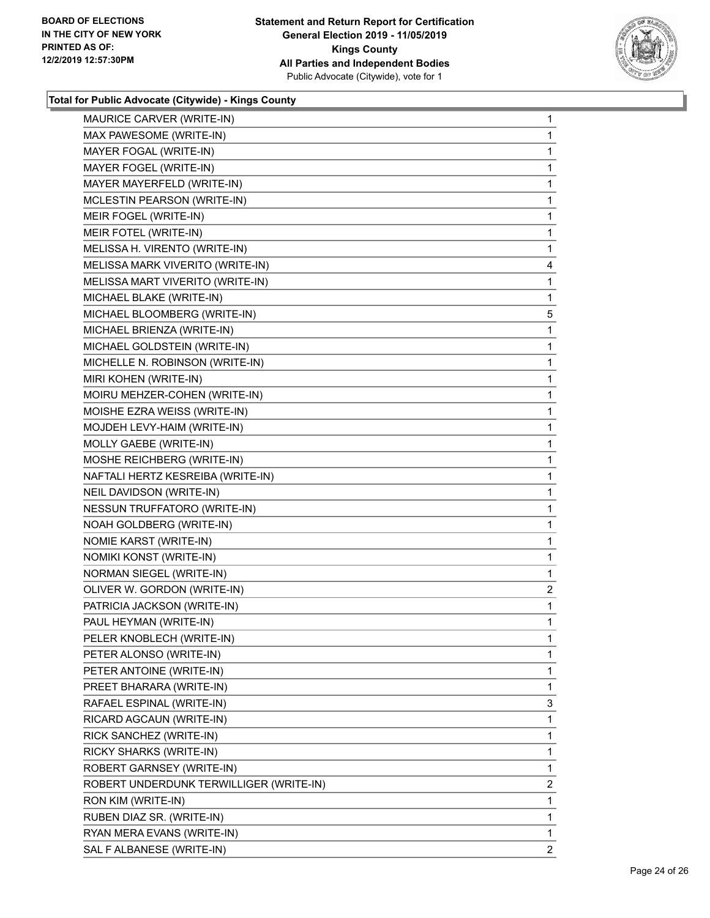**Total for Public Advocate (Citywide) - Kings County**

| | |
|---|---|
| MAURICE CARVER (WRITE-IN) | 1 |
| MAX PAWESOME (WRITE-IN) | 1 |
| MAYER FOGAL (WRITE-IN) | 1 |
| MAYER FOGEL (WRITE-IN) | 1 |
| MAYER MAYERFELD (WRITE-IN) | 1 |
| MCLESTIN PEARSON (WRITE-IN) | 1 |
| MEIR FOGEL (WRITE-IN) | 1 |
| MEIR FOTEL (WRITE-IN) | 1 |
| MELISSA H. VIRENTO (WRITE-IN) | 1 |
| MELISSA MARK VIVERITO (WRITE-IN) | 4 |
| MELISSA MART VIVERITO (WRITE-IN) | 1 |
| MICHAEL BLAKE (WRITE-IN) | 1 |
| MICHAEL BLOOMBERG (WRITE-IN) | 5 |
| MICHAEL BRIENZA (WRITE-IN) | 1 |
| MICHAEL GOLDSTEIN (WRITE-IN) | 1 |
| MICHELLE N. ROBINSON (WRITE-IN) | 1 |
| MIRI KOHEN (WRITE-IN) | 1 |
| MOIRU MEHZER-COHEN (WRITE-IN) | 1 |
| MOISHE EZRA WEISS (WRITE-IN) | 1 |
| MOJDEH LEVY-HAIM (WRITE-IN) | 1 |
| MOLLY GAEBE (WRITE-IN) | 1 |
| MOSHE REICHBERG (WRITE-IN) | 1 |
| NAFTALI HERTZ KESREIBA (WRITE-IN) | 1 |
| NEIL DAVIDSON (WRITE-IN) | 1 |
| NESSUN TRUFFATORO (WRITE-IN) | 1 |
| NOAH GOLDBERG (WRITE-IN) | 1 |
| NOMIE KARST (WRITE-IN) | 1 |
| NOMIKI KONST (WRITE-IN) | 1 |
| NORMAN SIEGEL (WRITE-IN) | 1 |
| OLIVER W. GORDON (WRITE-IN) | 2 |
| PATRICIA JACKSON (WRITE-IN) | 1 |
| PAUL HEYMAN (WRITE-IN) | 1 |
| PELER KNOBLECH (WRITE-IN) | 1 |
| PETER ALONSO (WRITE-IN) | 1 |
| PETER ANTOINE (WRITE-IN) | 1 |
| PREET BHARARA (WRITE-IN) | 1 |
| RAFAEL ESPINAL (WRITE-IN) | 3 |
| RICARD AGCAUN (WRITE-IN) | 1 |
| RICK SANCHEZ (WRITE-IN) | 1 |
| RICKY SHARKS (WRITE-IN) | 1 |
| ROBERT GARNSEY (WRITE-IN) | 1 |
| ROBERT UNDERDUNK TERWILLIGER (WRITE-IN) | 2 |
| RON KIM (WRITE-IN) | 1 |
| RUBEN DIAZ SR. (WRITE-IN) | 1 |
| RYAN MERA EVANS (WRITE-IN) | 1 |
| SAL F ALBANESE (WRITE-IN) | 2 |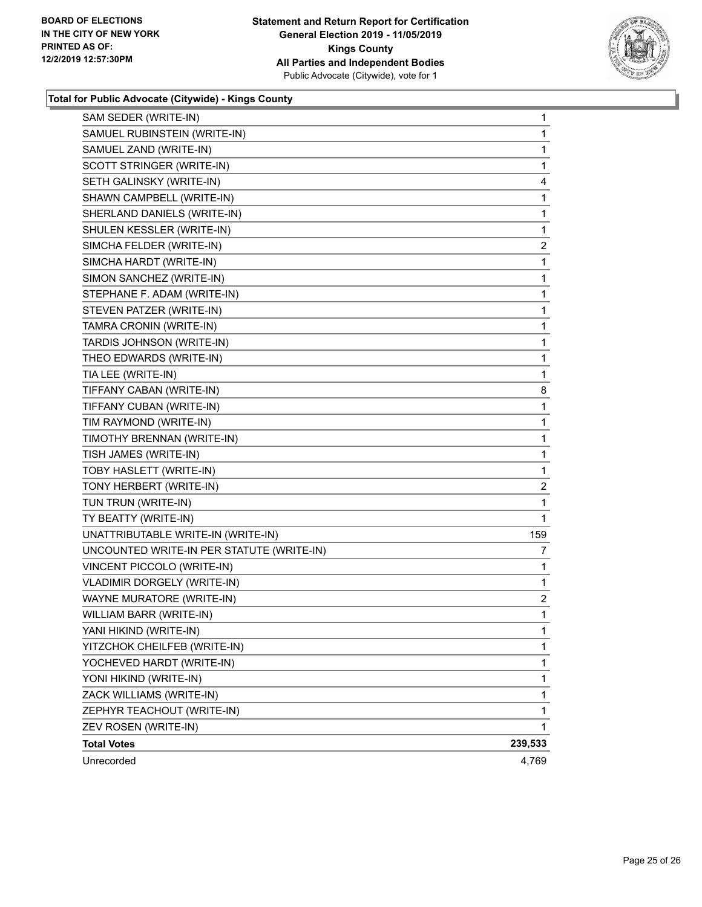**Total for Public Advocate (Citywide) - Kings County**

| | |
|---|---|
| SAM SEDER (WRITE-IN) | 1 |
| SAMUEL RUBINSTEIN (WRITE-IN) | 1 |
| SAMUEL ZAND (WRITE-IN) | 1 |
| SCOTT STRINGER (WRITE-IN) | 1 |
| SETH GALINSKY (WRITE-IN) | 4 |
| SHAWN CAMPBELL (WRITE-IN) | 1 |
| SHERLAND DANIELS (WRITE-IN) | 1 |
| SHULEN KESSLER (WRITE-IN) | 1 |
| SIMCHA FELDER (WRITE-IN) | 2 |
| SIMCHA HARDT (WRITE-IN) | 1 |
| SIMON SANCHEZ (WRITE-IN) | 1 |
| STEPHANE F. ADAM (WRITE-IN) | 1 |
| STEVEN PATZER (WRITE-IN) | 1 |
| TAMRA CRONIN (WRITE-IN) | 1 |
| TARDIS JOHNSON (WRITE-IN) | 1 |
| THEO EDWARDS (WRITE-IN) | 1 |
| TIA LEE (WRITE-IN) | 1 |
| TIFFANY CABAN (WRITE-IN) | 8 |
| TIFFANY CUBAN (WRITE-IN) | 1 |
| TIM RAYMOND (WRITE-IN) | 1 |
| TIMOTHY BRENNAN (WRITE-IN) | 1 |
| TISH JAMES (WRITE-IN) | 1 |
| TOBY HASLETT (WRITE-IN) | 1 |
| TONY HERBERT (WRITE-IN) | 2 |
| TUN TRUN (WRITE-IN) | 1 |
| TY BEATTY (WRITE-IN) | 1 |
| UNATTRIBUTABLE WRITE-IN (WRITE-IN) | 159 |
| UNCOUNTED WRITE-IN PER STATUTE (WRITE-IN) | 7 |
| VINCENT PICCOLO (WRITE-IN) | 1 |
| VLADIMIR DORGELY (WRITE-IN) | 1 |
| WAYNE MURATORE (WRITE-IN) | 2 |
| WILLIAM BARR (WRITE-IN) | 1 |
| YANI HIKIND (WRITE-IN) | 1 |
| YITZCHOK CHEILFEB (WRITE-IN) | 1 |
| YOCHEVED HARDT (WRITE-IN) | 1 |
| YONI HIKIND (WRITE-IN) | 1 |
| ZACK WILLIAMS (WRITE-IN) | 1 |
| ZEPHYR TEACHOUT (WRITE-IN) | 1 |
| ZEV ROSEN (WRITE-IN) | 1 |
| **Total Votes** | **239,533** |
| Unrecorded | 4,769 |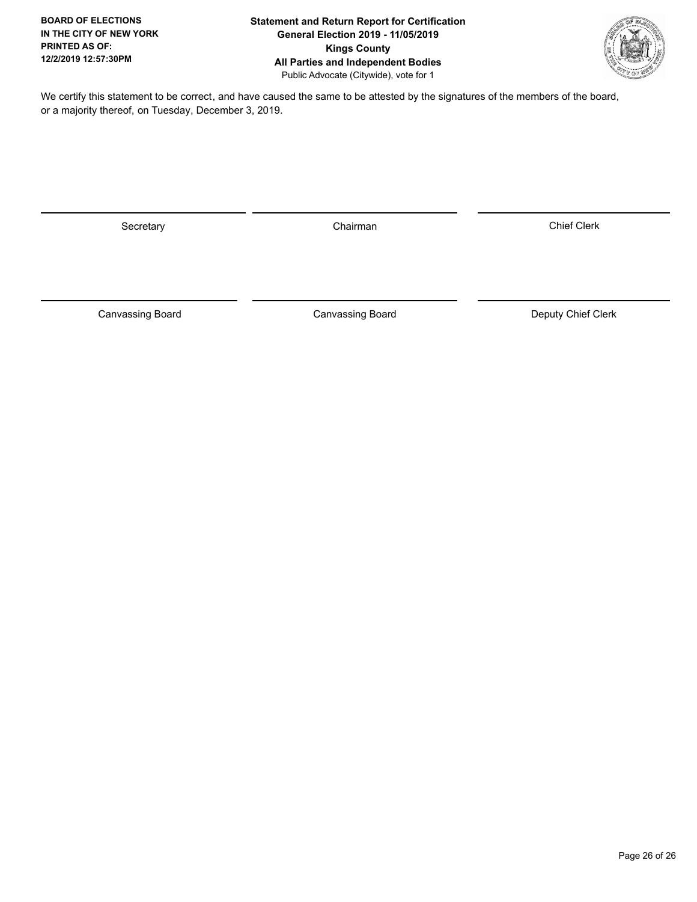**BOARD OF ELECTIONS IN THE CITY OF NEW YORK PRINTED AS OF: 12/2/2019 12:57:30PM**

**Statement and Return Report for Certification**
**General Election 2019 - 11/05/2019**
**Kings County**
**All Parties and Independent Bodies**
Public Advocate (Citywide), vote for 1

We certify this statement to be correct, and have caused the same to be attested by the signatures of the members of the board, or a majority thereof, on Tuesday, December 3, 2019.

| | | |
|---|---|---|
| Secretary | Chairman | Chief Clerk |
| Canvassing Board | Canvassing Board | Deputy Chief Clerk |